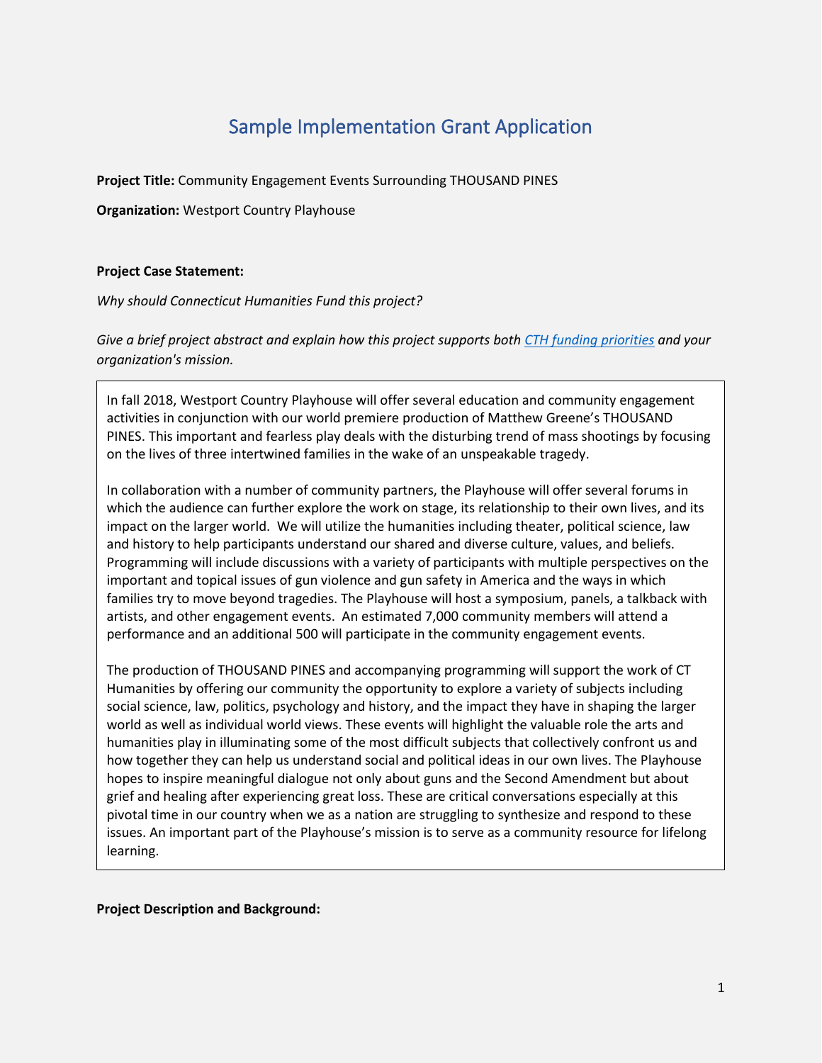# Sample Implementation Grant Application

**Project Title:** Community Engagement Events Surrounding THOUSAND PINES

**Organization:** Westport Country Playhouse

**Project Case Statement:**

*Why should Connecticut Humanities Fund this project?*

*Give a brief project abstract and explain how this project supports both [CTH funding priorities] and your organization's mission.*

In fall 2018, Westport Country Playhouse will offer several education and community engagement activities in conjunction with our world premiere production of Matthew Greene's THOUSAND PINES. This important and fearless play deals with the disturbing trend of mass shootings by focusing on the lives of three intertwined families in the wake of an unspeakable tragedy.

In collaboration with a number of community partners, the Playhouse will offer several forums in which the audience can further explore the work on stage, its relationship to their own lives, and its impact on the larger world. We will utilize the humanities including theater, political science, law and history to help participants understand our shared and diverse culture, values, and beliefs. Programming will include discussions with a variety of participants with multiple perspectives on the important and topical issues of gun violence and gun safety in America and the ways in which families try to move beyond tragedies. The Playhouse will host a symposium, panels, a talkback with artists, and other engagement events. An estimated 7,000 community members will attend a performance and an additional 500 will participate in the community engagement events.

The production of THOUSAND PINES and accompanying programming will support the work of CT Humanities by offering our community the opportunity to explore a variety of subjects including social science, law, politics, psychology and history, and the impact they have in shaping the larger world as well as individual world views. These events will highlight the valuable role the arts and humanities play in illuminating some of the most difficult subjects that collectively confront us and how together they can help us understand social and political ideas in our own lives. The Playhouse hopes to inspire meaningful dialogue not only about guns and the Second Amendment but about grief and healing after experiencing great loss. These are critical conversations especially at this pivotal time in our country when we as a nation are struggling to synthesize and respond to these issues. An important part of the Playhouse's mission is to serve as a community resource for lifelong learning.

**Project Description and Background:**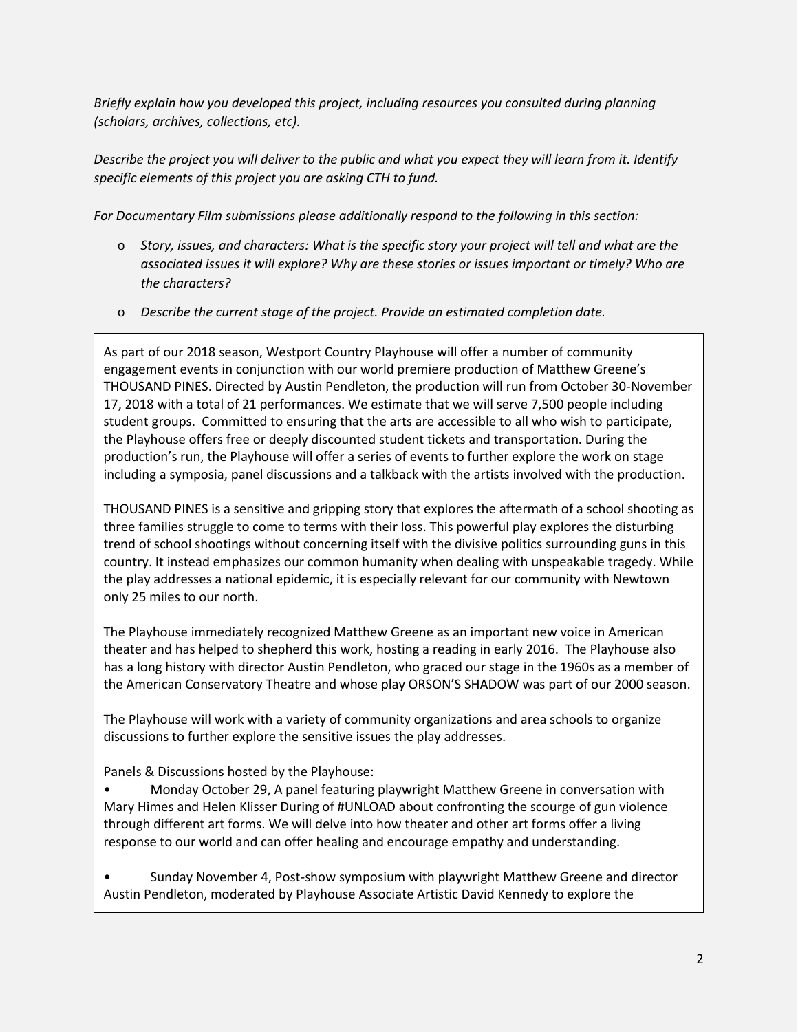*Briefly explain how you developed this project, including resources you consulted during planning (scholars, archives, collections, etc).*

*Describe the project you will deliver to the public and what you expect they will learn from it. Identify specific elements of this project you are asking CTH to fund.*

*For Documentary Film submissions please additionally respond to the following in this section:*

- *Story, issues, and characters: What is the specific story your project will tell and what are the associated issues it will explore? Why are these stories or issues important or timely? Who are the characters?*
- *Describe the current stage of the project. Provide an estimated completion date.*

As part of our 2018 season, Westport Country Playhouse will offer a number of community engagement events in conjunction with our world premiere production of Matthew Greene's THOUSAND PINES. Directed by Austin Pendleton, the production will run from October 30-November 17, 2018 with a total of 21 performances. We estimate that we will serve 7,500 people including student groups. Committed to ensuring that the arts are accessible to all who wish to participate, the Playhouse offers free or deeply discounted student tickets and transportation. During the production's run, the Playhouse will offer a series of events to further explore the work on stage including a symposia, panel discussions and a talkback with the artists involved with the production.

THOUSAND PINES is a sensitive and gripping story that explores the aftermath of a school shooting as three families struggle to come to terms with their loss. This powerful play explores the disturbing trend of school shootings without concerning itself with the divisive politics surrounding guns in this country. It instead emphasizes our common humanity when dealing with unspeakable tragedy. While the play addresses a national epidemic, it is especially relevant for our community with Newtown only 25 miles to our north.

The Playhouse immediately recognized Matthew Greene as an important new voice in American theater and has helped to shepherd this work, hosting a reading in early 2016. The Playhouse also has a long history with director Austin Pendleton, who graced our stage in the 1960s as a member of the American Conservatory Theatre and whose play ORSON'S SHADOW was part of our 2000 season.

The Playhouse will work with a variety of community organizations and area schools to organize discussions to further explore the sensitive issues the play addresses.

Panels & Discussions hosted by the Playhouse:

- Monday October 29, A panel featuring playwright Matthew Greene in conversation with Mary Himes and Helen Klisser During of #UNLOAD about confronting the scourge of gun violence through different art forms. We will delve into how theater and other art forms offer a living response to our world and can offer healing and encourage empathy and understanding.
- Sunday November 4, Post-show symposium with playwright Matthew Greene and director Austin Pendleton, moderated by Playhouse Associate Artistic David Kennedy to explore the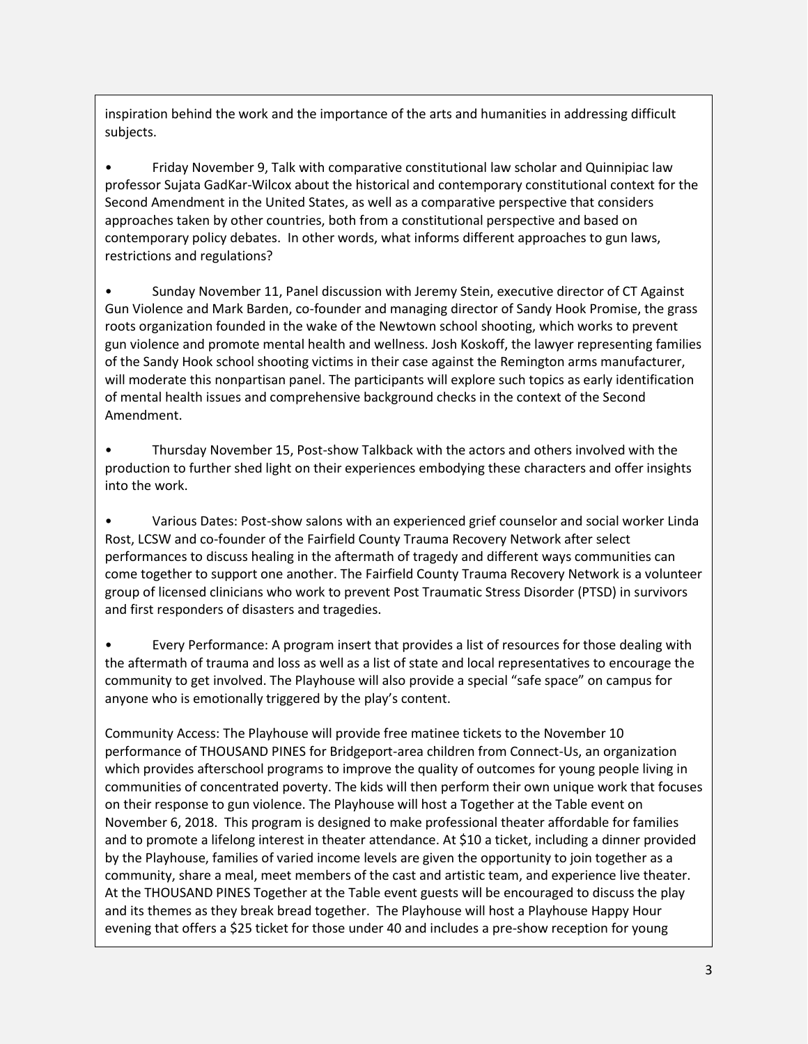inspiration behind the work and the importance of the arts and humanities in addressing difficult subjects.

- Friday November 9, Talk with comparative constitutional law scholar and Quinnipiac law professor Sujata GadKar-Wilcox about the historical and contemporary constitutional context for the Second Amendment in the United States, as well as a comparative perspective that considers approaches taken by other countries, both from a constitutional perspective and based on contemporary policy debates. In other words, what informs different approaches to gun laws, restrictions and regulations?

- Sunday November 11, Panel discussion with Jeremy Stein, executive director of CT Against Gun Violence and Mark Barden, co-founder and managing director of Sandy Hook Promise, the grass roots organization founded in the wake of the Newtown school shooting, which works to prevent gun violence and promote mental health and wellness. Josh Koskoff, the lawyer representing families of the Sandy Hook school shooting victims in their case against the Remington arms manufacturer, will moderate this nonpartisan panel. The participants will explore such topics as early identification of mental health issues and comprehensive background checks in the context of the Second Amendment.

- Thursday November 15, Post-show Talkback with the actors and others involved with the production to further shed light on their experiences embodying these characters and offer insights into the work.

- Various Dates: Post-show salons with an experienced grief counselor and social worker Linda Rost, LCSW and co-founder of the Fairfield County Trauma Recovery Network after select performances to discuss healing in the aftermath of tragedy and different ways communities can come together to support one another. The Fairfield County Trauma Recovery Network is a volunteer group of licensed clinicians who work to prevent Post Traumatic Stress Disorder (PTSD) in survivors and first responders of disasters and tragedies.

- Every Performance: A program insert that provides a list of resources for those dealing with the aftermath of trauma and loss as well as a list of state and local representatives to encourage the community to get involved. The Playhouse will also provide a special "safe space" on campus for anyone who is emotionally triggered by the play's content.

Community Access: The Playhouse will provide free matinee tickets to the November 10 performance of THOUSAND PINES for Bridgeport-area children from Connect-Us, an organization which provides afterschool programs to improve the quality of outcomes for young people living in communities of concentrated poverty. The kids will then perform their own unique work that focuses on their response to gun violence. The Playhouse will host a Together at the Table event on November 6, 2018. This program is designed to make professional theater affordable for families and to promote a lifelong interest in theater attendance. At $10 a ticket, including a dinner provided by the Playhouse, families of varied income levels are given the opportunity to join together as a community, share a meal, meet members of the cast and artistic team, and experience live theater. At the THOUSAND PINES Together at the Table event guests will be encouraged to discuss the play and its themes as they break bread together. The Playhouse will host a Playhouse Happy Hour evening that offers a $25 ticket for those under 40 and includes a pre-show reception for young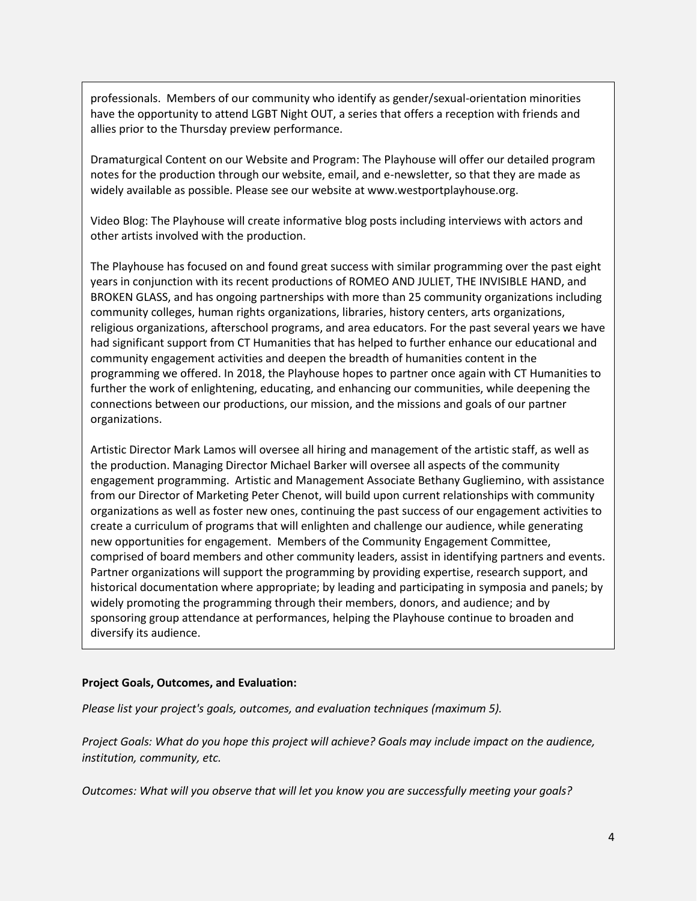professionals. Members of our community who identify as gender/sexual-orientation minorities have the opportunity to attend LGBT Night OUT, a series that offers a reception with friends and allies prior to the Thursday preview performance.

Dramaturgical Content on our Website and Program: The Playhouse will offer our detailed program notes for the production through our website, email, and e-newsletter, so that they are made as widely available as possible. Please see our website at www.westportplayhouse.org.

Video Blog: The Playhouse will create informative blog posts including interviews with actors and other artists involved with the production.

The Playhouse has focused on and found great success with similar programming over the past eight years in conjunction with its recent productions of ROMEO AND JULIET, THE INVISIBLE HAND, and BROKEN GLASS, and has ongoing partnerships with more than 25 community organizations including community colleges, human rights organizations, libraries, history centers, arts organizations, religious organizations, afterschool programs, and area educators. For the past several years we have had significant support from CT Humanities that has helped to further enhance our educational and community engagement activities and deepen the breadth of humanities content in the programming we offered. In 2018, the Playhouse hopes to partner once again with CT Humanities to further the work of enlightening, educating, and enhancing our communities, while deepening the connections between our productions, our mission, and the missions and goals of our partner organizations.

Artistic Director Mark Lamos will oversee all hiring and management of the artistic staff, as well as the production. Managing Director Michael Barker will oversee all aspects of the community engagement programming. Artistic and Management Associate Bethany Gugliemino, with assistance from our Director of Marketing Peter Chenot, will build upon current relationships with community organizations as well as foster new ones, continuing the past success of our engagement activities to create a curriculum of programs that will enlighten and challenge our audience, while generating new opportunities for engagement. Members of the Community Engagement Committee, comprised of board members and other community leaders, assist in identifying partners and events. Partner organizations will support the programming by providing expertise, research support, and historical documentation where appropriate; by leading and participating in symposia and panels; by widely promoting the programming through their members, donors, and audience; and by sponsoring group attendance at performances, helping the Playhouse continue to broaden and diversify its audience.

**Project Goals, Outcomes, and Evaluation:**

*Please list your project's goals, outcomes, and evaluation techniques (maximum 5).*

*Project Goals: What do you hope this project will achieve? Goals may include impact on the audience, institution, community, etc.*

*Outcomes: What will you observe that will let you know you are successfully meeting your goals?*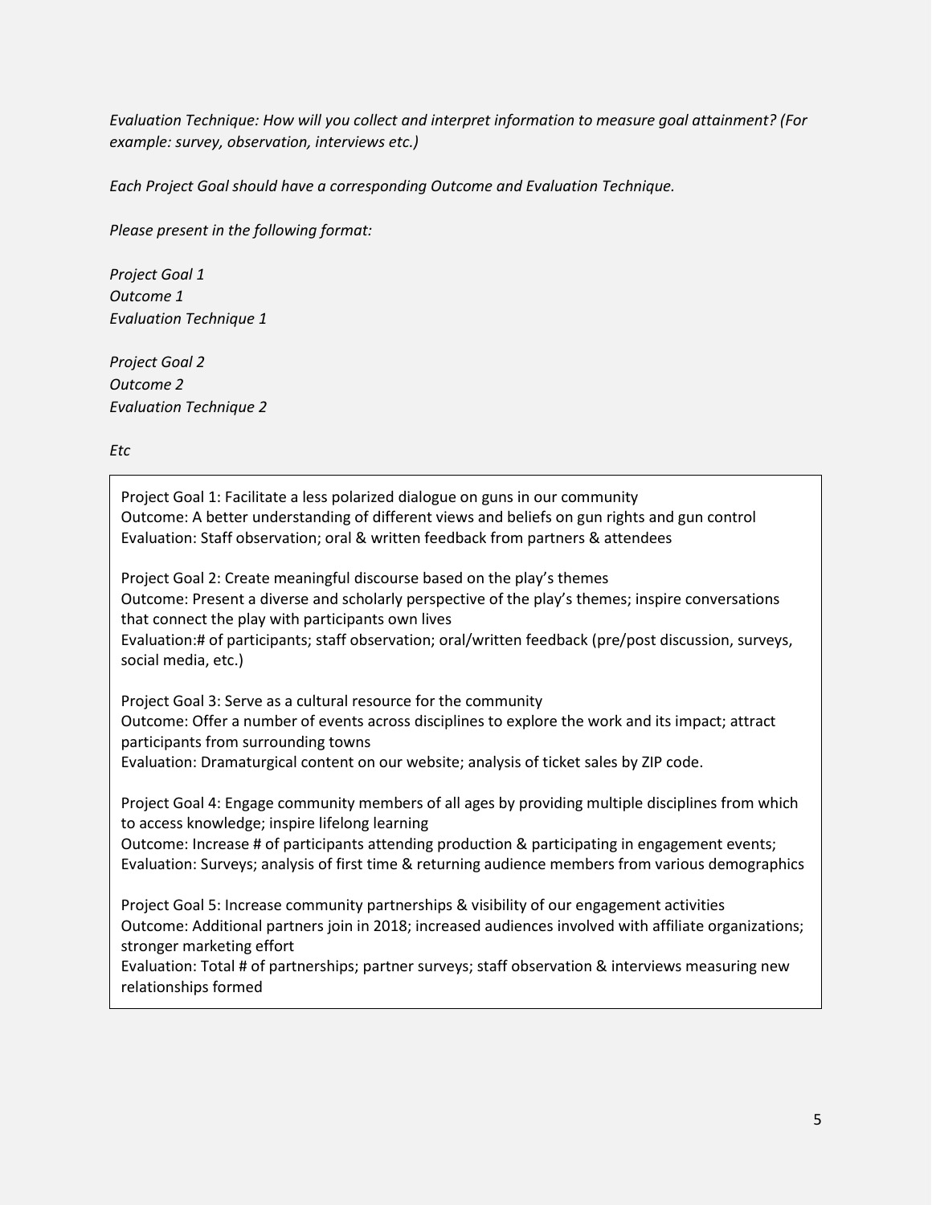*Evaluation Technique: How will you collect and interpret information to measure goal attainment? (For example: survey, observation, interviews etc.)*

*Each Project Goal should have a corresponding Outcome and Evaluation Technique.*

*Please present in the following format:*

*Project Goal 1*
*Outcome 1*
*Evaluation Technique 1*

*Project Goal 2*
*Outcome 2*
*Evaluation Technique 2*

*Etc*

Project Goal 1: Facilitate a less polarized dialogue on guns in our community
Outcome: A better understanding of different views and beliefs on gun rights and gun control
Evaluation: Staff observation; oral & written feedback from partners & attendees

Project Goal 2: Create meaningful discourse based on the play's themes
Outcome: Present a diverse and scholarly perspective of the play's themes; inspire conversations that connect the play with participants own lives
Evaluation:# of participants; staff observation; oral/written feedback (pre/post discussion, surveys, social media, etc.)

Project Goal 3: Serve as a cultural resource for the community
Outcome: Offer a number of events across disciplines to explore the work and its impact; attract participants from surrounding towns
Evaluation: Dramaturgical content on our website; analysis of ticket sales by ZIP code.

Project Goal 4: Engage community members of all ages by providing multiple disciplines from which to access knowledge; inspire lifelong learning
Outcome: Increase # of participants attending production & participating in engagement events;
Evaluation: Surveys; analysis of first time & returning audience members from various demographics

Project Goal 5: Increase community partnerships & visibility of our engagement activities
Outcome: Additional partners join in 2018; increased audiences involved with affiliate organizations; stronger marketing effort
Evaluation: Total # of partnerships; partner surveys; staff observation & interviews measuring new relationships formed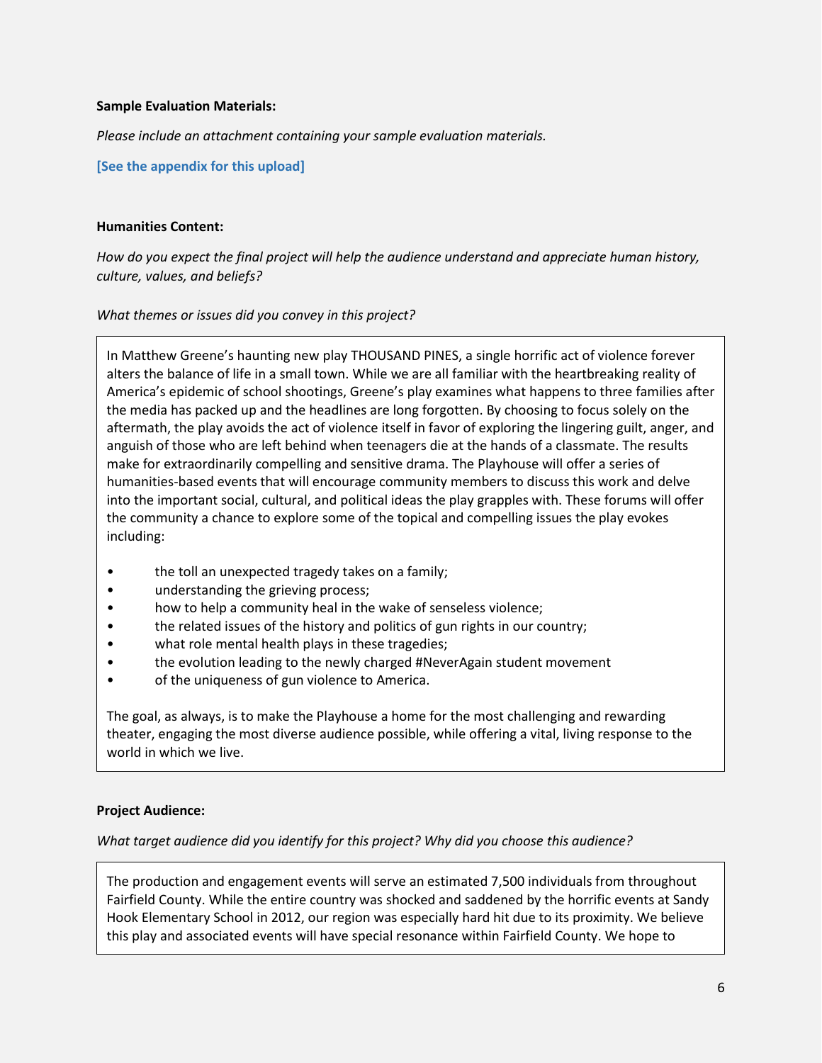**Sample Evaluation Materials:**

*Please include an attachment containing your sample evaluation materials.*

**[See the appendix for this upload]**

**Humanities Content:**

*How do you expect the final project will help the audience understand and appreciate human history, culture, values, and beliefs?*

*What themes or issues did you convey in this project?*

In Matthew Greene's haunting new play THOUSAND PINES, a single horrific act of violence forever alters the balance of life in a small town. While we are all familiar with the heartbreaking reality of America's epidemic of school shootings, Greene's play examines what happens to three families after the media has packed up and the headlines are long forgotten. By choosing to focus solely on the aftermath, the play avoids the act of violence itself in favor of exploring the lingering guilt, anger, and anguish of those who are left behind when teenagers die at the hands of a classmate. The results make for extraordinarily compelling and sensitive drama. The Playhouse will offer a series of humanities-based events that will encourage community members to discuss this work and delve into the important social, cultural, and political ideas the play grapples with. These forums will offer the community a chance to explore some of the topical and compelling issues the play evokes including:

- the toll an unexpected tragedy takes on a family;
- understanding the grieving process;
- how to help a community heal in the wake of senseless violence;
- the related issues of the history and politics of gun rights in our country;
- what role mental health plays in these tragedies;
- the evolution leading to the newly charged #NeverAgain student movement
- of the uniqueness of gun violence to America.

The goal, as always, is to make the Playhouse a home for the most challenging and rewarding theater, engaging the most diverse audience possible, while offering a vital, living response to the world in which we live.

**Project Audience:**

*What target audience did you identify for this project? Why did you choose this audience?*

The production and engagement events will serve an estimated 7,500 individuals from throughout Fairfield County. While the entire country was shocked and saddened by the horrific events at Sandy Hook Elementary School in 2012, our region was especially hard hit due to its proximity. We believe this play and associated events will have special resonance within Fairfield County. We hope to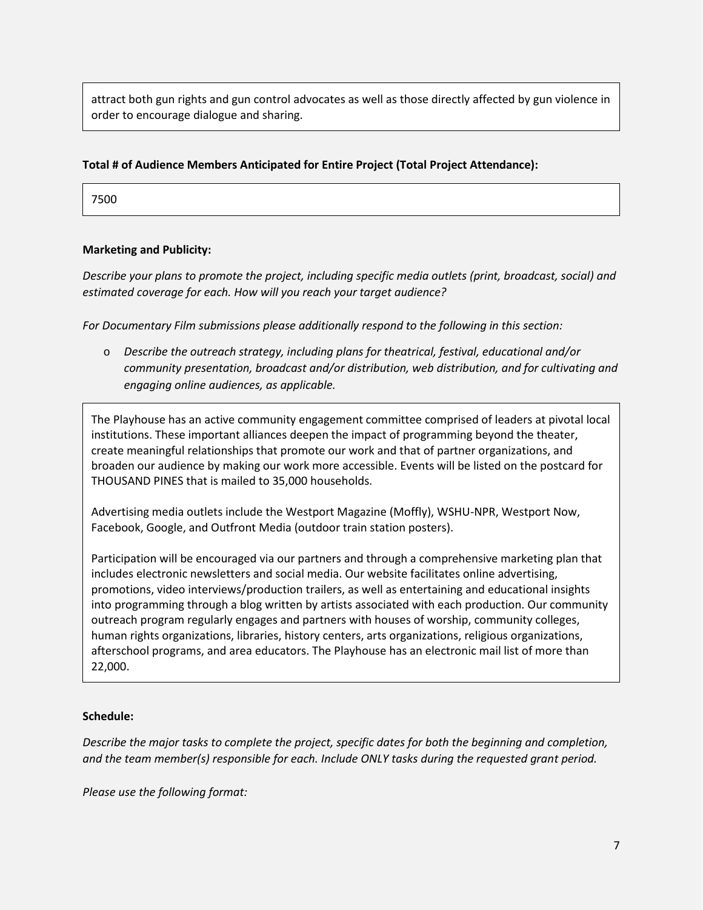attract both gun rights and gun control advocates as well as those directly affected by gun violence in order to encourage dialogue and sharing.

**Total # of Audience Members Anticipated for Entire Project (Total Project Attendance):**

7500

**Marketing and Publicity:**

*Describe your plans to promote the project, including specific media outlets (print, broadcast, social) and estimated coverage for each. How will you reach your target audience?*

*For Documentary Film submissions please additionally respond to the following in this section:*

- *Describe the outreach strategy, including plans for theatrical, festival, educational and/or community presentation, broadcast and/or distribution, web distribution, and for cultivating and engaging online audiences, as applicable.*

The Playhouse has an active community engagement committee comprised of leaders at pivotal local institutions. These important alliances deepen the impact of programming beyond the theater, create meaningful relationships that promote our work and that of partner organizations, and broaden our audience by making our work more accessible. Events will be listed on the postcard for THOUSAND PINES that is mailed to 35,000 households.

Advertising media outlets include the Westport Magazine (Moffly), WSHU-NPR, Westport Now, Facebook, Google, and Outfront Media (outdoor train station posters).

Participation will be encouraged via our partners and through a comprehensive marketing plan that includes electronic newsletters and social media. Our website facilitates online advertising, promotions, video interviews/production trailers, as well as entertaining and educational insights into programming through a blog written by artists associated with each production. Our community outreach program regularly engages and partners with houses of worship, community colleges, human rights organizations, libraries, history centers, arts organizations, religious organizations, afterschool programs, and area educators. The Playhouse has an electronic mail list of more than 22,000.

**Schedule:**

*Describe the major tasks to complete the project, specific dates for both the beginning and completion, and the team member(s) responsible for each. Include ONLY tasks during the requested grant period.*

*Please use the following format:*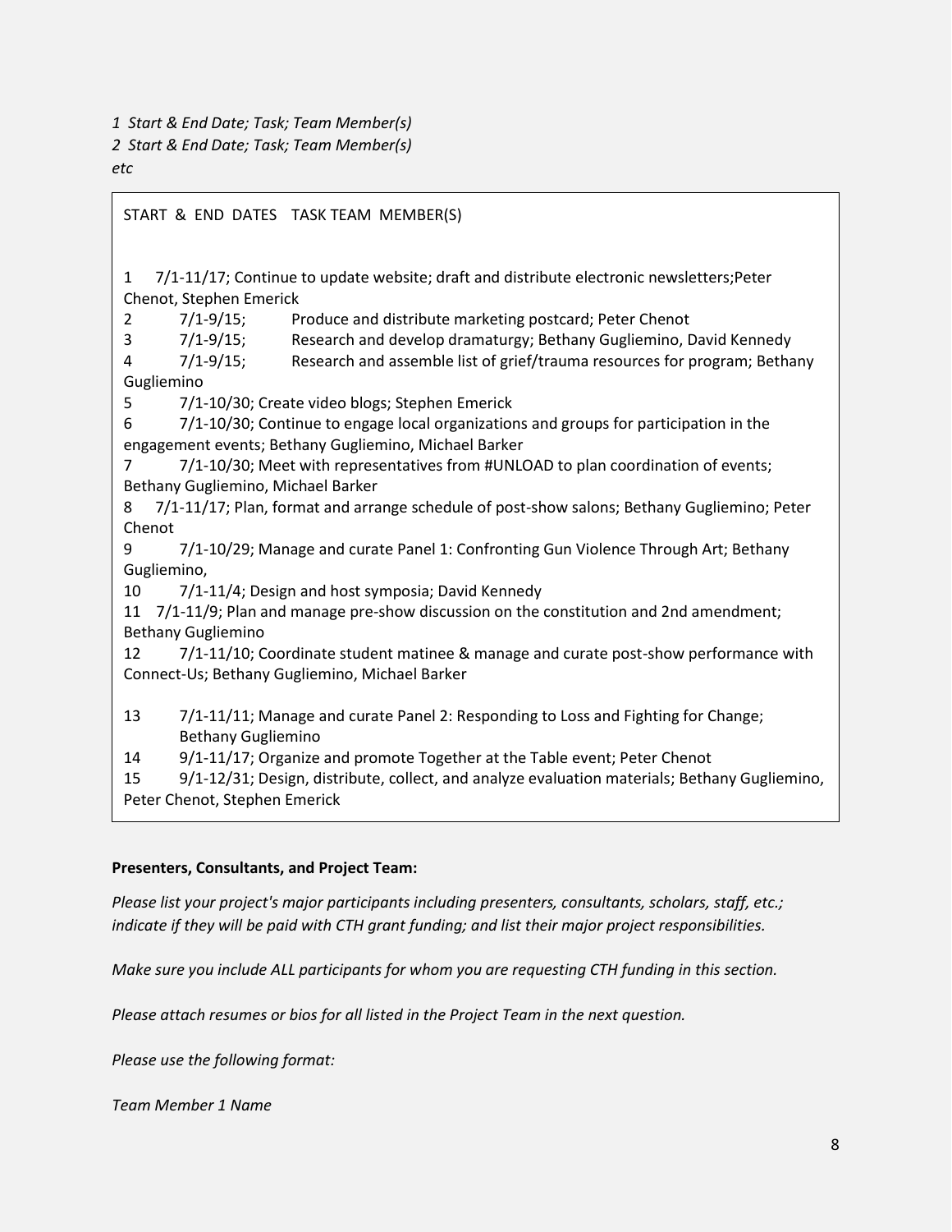*1 Start & End Date; Task; Team Member(s)*
*2 Start & End Date; Task; Team Member(s)*
*etc*

START & END DATES TASK TEAM MEMBER(S)

1 7/1-11/17; Continue to update website; draft and distribute electronic newsletters;Peter Chenot, Stephen Emerick
2 7/1-9/15; Produce and distribute marketing postcard; Peter Chenot
3 7/1-9/15; Research and develop dramaturgy; Bethany Gugliemino, David Kennedy
4 7/1-9/15; Research and assemble list of grief/trauma resources for program; Bethany Gugliemino
5 7/1-10/30; Create video blogs; Stephen Emerick
6 7/1-10/30; Continue to engage local organizations and groups for participation in the engagement events; Bethany Gugliemino, Michael Barker
7 7/1-10/30; Meet with representatives from #UNLOAD to plan coordination of events; Bethany Gugliemino, Michael Barker
8 7/1-11/17; Plan, format and arrange schedule of post-show salons; Bethany Gugliemino; Peter Chenot
9 7/1-10/29; Manage and curate Panel 1: Confronting Gun Violence Through Art; Bethany Gugliemino,
10 7/1-11/4; Design and host symposia; David Kennedy
11 7/1-11/9; Plan and manage pre-show discussion on the constitution and 2nd amendment; Bethany Gugliemino
12 7/1-11/10; Coordinate student matinee & manage and curate post-show performance with Connect-Us; Bethany Gugliemino, Michael Barker
13 7/1-11/11; Manage and curate Panel 2: Responding to Loss and Fighting for Change; Bethany Gugliemino
14 9/1-11/17; Organize and promote Together at the Table event; Peter Chenot
15 9/1-12/31; Design, distribute, collect, and analyze evaluation materials; Bethany Gugliemino, Peter Chenot, Stephen Emerick

**Presenters, Consultants, and Project Team:**

*Please list your project's major participants including presenters, consultants, scholars, staff, etc.; indicate if they will be paid with CTH grant funding; and list their major project responsibilities.*

*Make sure you include ALL participants for whom you are requesting CTH funding in this section.*

*Please attach resumes or bios for all listed in the Project Team in the next question.*

*Please use the following format:*

*Team Member 1 Name*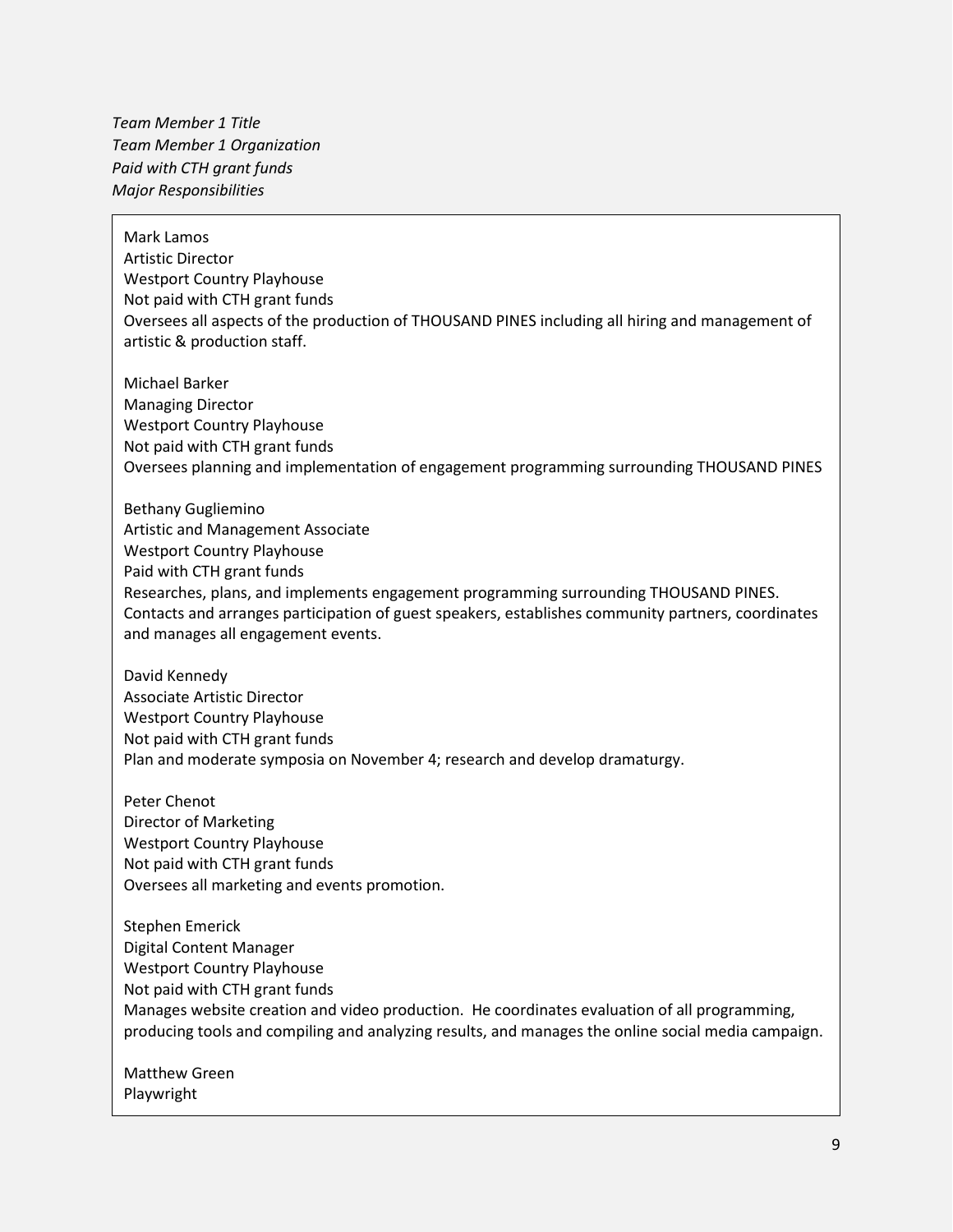*Team Member 1 Title*
*Team Member 1 Organization*
*Paid with CTH grant funds*
*Major Responsibilities*

Mark Lamos
Artistic Director
Westport Country Playhouse
Not paid with CTH grant funds
Oversees all aspects of the production of THOUSAND PINES including all hiring and management of artistic & production staff.

Michael Barker
Managing Director
Westport Country Playhouse
Not paid with CTH grant funds
Oversees planning and implementation of engagement programming surrounding THOUSAND PINES

Bethany Gugliemino
Artistic and Management Associate
Westport Country Playhouse
Paid with CTH grant funds
Researches, plans, and implements engagement programming surrounding THOUSAND PINES. Contacts and arranges participation of guest speakers, establishes community partners, coordinates and manages all engagement events.

David Kennedy
Associate Artistic Director
Westport Country Playhouse
Not paid with CTH grant funds
Plan and moderate symposia on November 4; research and develop dramaturgy.

Peter Chenot
Director of Marketing
Westport Country Playhouse
Not paid with CTH grant funds
Oversees all marketing and events promotion.

Stephen Emerick
Digital Content Manager
Westport Country Playhouse
Not paid with CTH grant funds
Manages website creation and video production. He coordinates evaluation of all programming, producing tools and compiling and analyzing results, and manages the online social media campaign.

Matthew Green
Playwright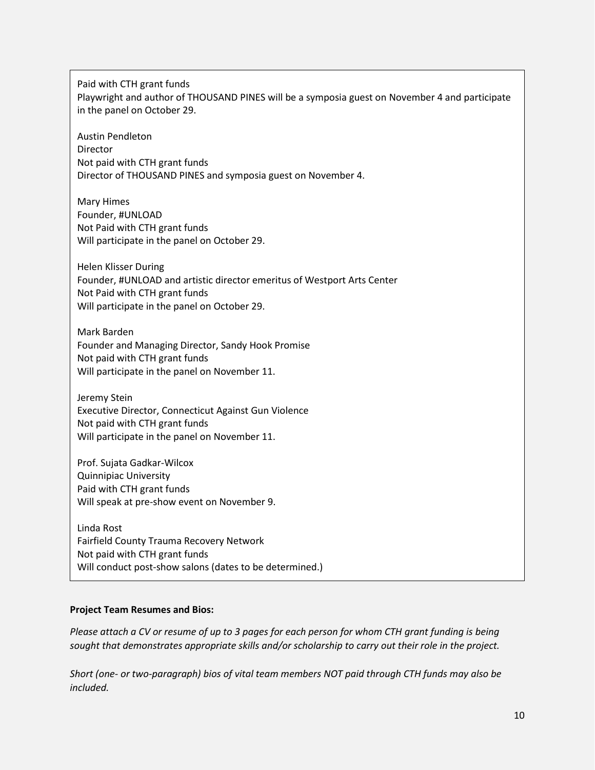Paid with CTH grant funds
Playwright and author of THOUSAND PINES will be a symposia guest on November 4 and participate in the panel on October 29.

Austin Pendleton
Director
Not paid with CTH grant funds
Director of THOUSAND PINES and symposia guest on November 4.

Mary Himes
Founder, #UNLOAD
Not Paid with CTH grant funds
Will participate in the panel on October 29.

Helen Klisser During
Founder, #UNLOAD and artistic director emeritus of Westport Arts Center
Not Paid with CTH grant funds
Will participate in the panel on October 29.

Mark Barden
Founder and Managing Director, Sandy Hook Promise
Not paid with CTH grant funds
Will participate in the panel on November 11.

Jeremy Stein
Executive Director, Connecticut Against Gun Violence
Not paid with CTH grant funds
Will participate in the panel on November 11.

Prof. Sujata Gadkar-Wilcox
Quinnipiac University
Paid with CTH grant funds
Will speak at pre-show event on November 9.

Linda Rost
Fairfield County Trauma Recovery Network
Not paid with CTH grant funds
Will conduct post-show salons (dates to be determined.)

**Project Team Resumes and Bios:**

*Please attach a CV or resume of up to 3 pages for each person for whom CTH grant funding is being sought that demonstrates appropriate skills and/or scholarship to carry out their role in the project.*

*Short (one- or two-paragraph) bios of vital team members NOT paid through CTH funds may also be included.*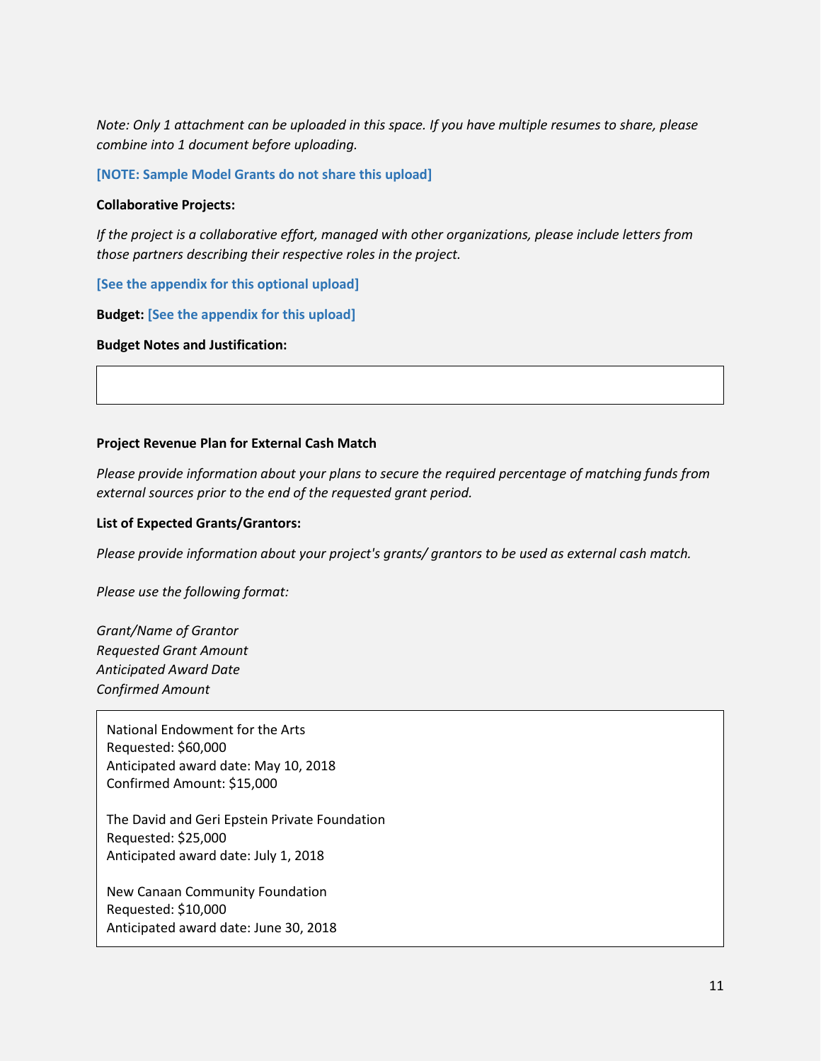*Note: Only 1 attachment can be uploaded in this space. If you have multiple resumes to share, please combine into 1 document before uploading.*

**[NOTE: Sample Model Grants do not share this upload]**

**Collaborative Projects:**

*If the project is a collaborative effort, managed with other organizations, please include letters from those partners describing their respective roles in the project.*

**[See the appendix for this optional upload]**

**Budget: [See the appendix for this upload]**

**Budget Notes and Justification:**

**Project Revenue Plan for External Cash Match**

*Please provide information about your plans to secure the required percentage of matching funds from external sources prior to the end of the requested grant period.*

**List of Expected Grants/Grantors:**

*Please provide information about your project's grants/ grantors to be used as external cash match.*

*Please use the following format:*

*Grant/Name of Grantor*
*Requested Grant Amount*
*Anticipated Award Date*
*Confirmed Amount*

National Endowment for the Arts
Requested: $60,000
Anticipated award date: May 10, 2018
Confirmed Amount: $15,000

The David and Geri Epstein Private Foundation
Requested: $25,000
Anticipated award date: July 1, 2018

New Canaan Community Foundation
Requested: $10,000
Anticipated award date: June 30, 2018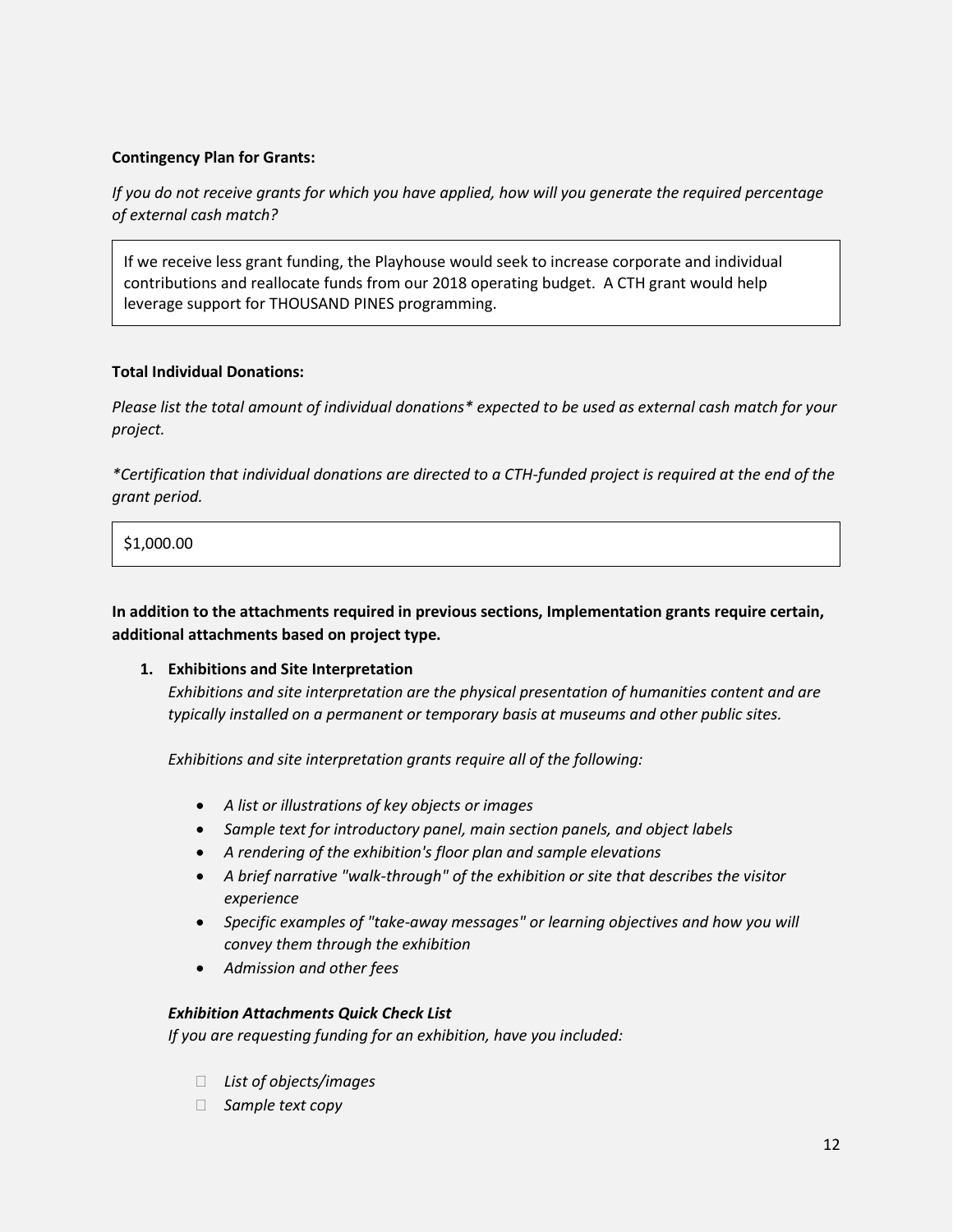**Contingency Plan for Grants:**

*If you do not receive grants for which you have applied, how will you generate the required percentage of external cash match?*

> If we receive less grant funding, the Playhouse would seek to increase corporate and individual contributions and reallocate funds from our 2018 operating budget. A CTH grant would help leverage support for THOUSAND PINES programming.

**Total Individual Donations:**

*Please list the total amount of individual donations\* expected to be used as external cash match for your project.*

*\*Certification that individual donations are directed to a CTH-funded project is required at the end of the grant period.*

> $1,000.00

**In addition to the attachments required in previous sections, Implementation grants require certain, additional attachments based on project type.**

1. **Exhibitions and Site Interpretation**
   *Exhibitions and site interpretation are the physical presentation of humanities content and are typically installed on a permanent or temporary basis at museums and other public sites.*

   *Exhibitions and site interpretation grants require all of the following:*

   - *A list or illustrations of key objects or images*
   - *Sample text for introductory panel, main section panels, and object labels*
   - *A rendering of the exhibition's floor plan and sample elevations*
   - *A brief narrative "walk-through" of the exhibition or site that describes the visitor experience*
   - *Specific examples of "take-away messages" or learning objectives and how you will convey them through the exhibition*
   - *Admission and other fees*

   ***Exhibition Attachments Quick Check List***
   *If you are requesting funding for an exhibition, have you included:*

   - ☐ *List of objects/images*
   - ☐ *Sample text copy*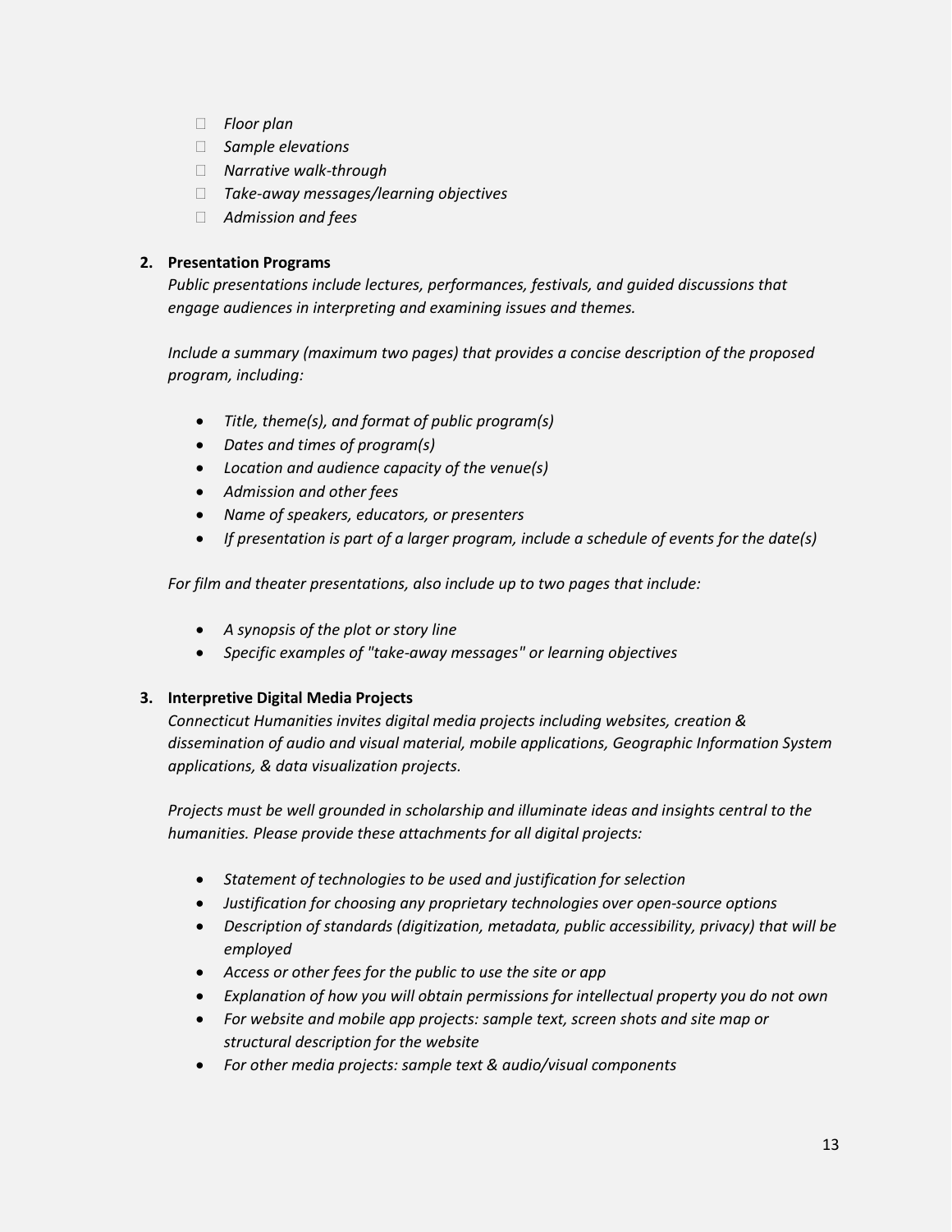- *Floor plan*
- *Sample elevations*
- *Narrative walk-through*
- *Take-away messages/learning objectives*
- *Admission and fees*

2. **Presentation Programs**

   *Public presentations include lectures, performances, festivals, and guided discussions that engage audiences in interpreting and examining issues and themes.*

   *Include a summary (maximum two pages) that provides a concise description of the proposed program, including:*

   - *Title, theme(s), and format of public program(s)*
   - *Dates and times of program(s)*
   - *Location and audience capacity of the venue(s)*
   - *Admission and other fees*
   - *Name of speakers, educators, or presenters*
   - *If presentation is part of a larger program, include a schedule of events for the date(s)*

   *For film and theater presentations, also include up to two pages that include:*

   - *A synopsis of the plot or story line*
   - *Specific examples of "take-away messages" or learning objectives*

3. **Interpretive Digital Media Projects**

   *Connecticut Humanities invites digital media projects including websites, creation & dissemination of audio and visual material, mobile applications, Geographic Information System applications, & data visualization projects.*

   *Projects must be well grounded in scholarship and illuminate ideas and insights central to the humanities. Please provide these attachments for all digital projects:*

   - *Statement of technologies to be used and justification for selection*
   - *Justification for choosing any proprietary technologies over open-source options*
   - *Description of standards (digitization, metadata, public accessibility, privacy) that will be employed*
   - *Access or other fees for the public to use the site or app*
   - *Explanation of how you will obtain permissions for intellectual property you do not own*
   - *For website and mobile app projects: sample text, screen shots and site map or structural description for the website*
   - *For other media projects: sample text & audio/visual components*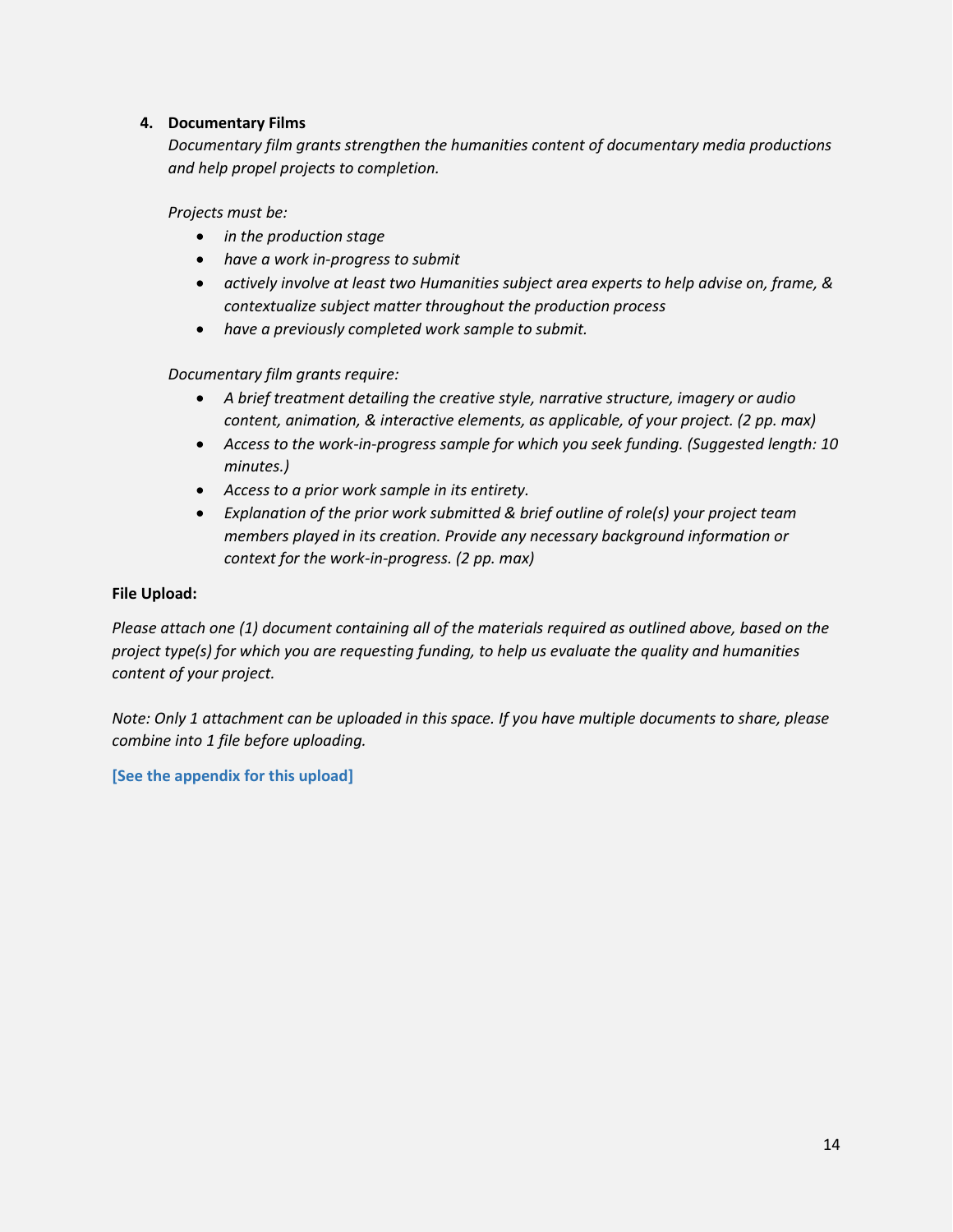4. **Documentary Films**

   *Documentary film grants strengthen the humanities content of documentary media productions and help propel projects to completion.*

   *Projects must be:*

   - *in the production stage*
   - *have a work in-progress to submit*
   - *actively involve at least two Humanities subject area experts to help advise on, frame, & contextualize subject matter throughout the production process*
   - *have a previously completed work sample to submit.*

   *Documentary film grants require:*

   - *A brief treatment detailing the creative style, narrative structure, imagery or audio content, animation, & interactive elements, as applicable, of your project. (2 pp. max)*
   - *Access to the work-in-progress sample for which you seek funding. (Suggested length: 10 minutes.)*
   - *Access to a prior work sample in its entirety.*
   - *Explanation of the prior work submitted & brief outline of role(s) your project team members played in its creation. Provide any necessary background information or context for the work-in-progress. (2 pp. max)*

**File Upload:**

*Please attach one (1) document containing all of the materials required as outlined above, based on the project type(s) for which you are requesting funding, to help us evaluate the quality and humanities content of your project.*

*Note: Only 1 attachment can be uploaded in this space. If you have multiple documents to share, please combine into 1 file before uploading.*

**[See the appendix for this upload]**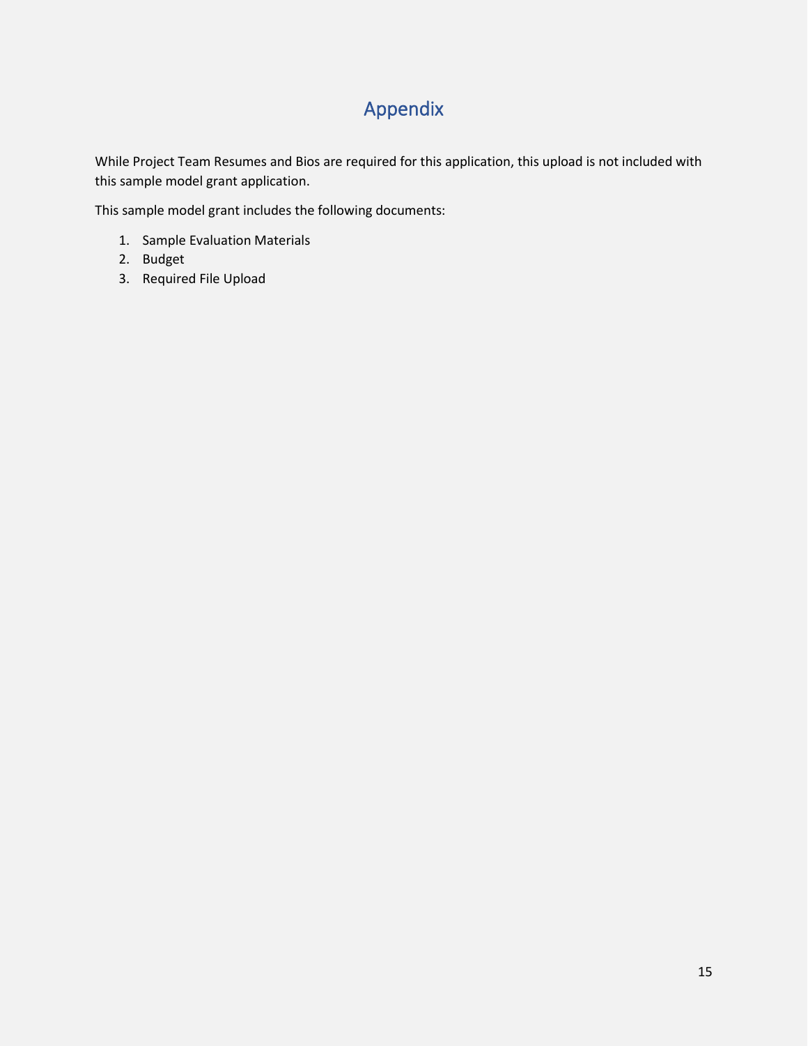# Appendix

While Project Team Resumes and Bios are required for this application, this upload is not included with this sample model grant application.

This sample model grant includes the following documents:

1. Sample Evaluation Materials
2. Budget
3. Required File Upload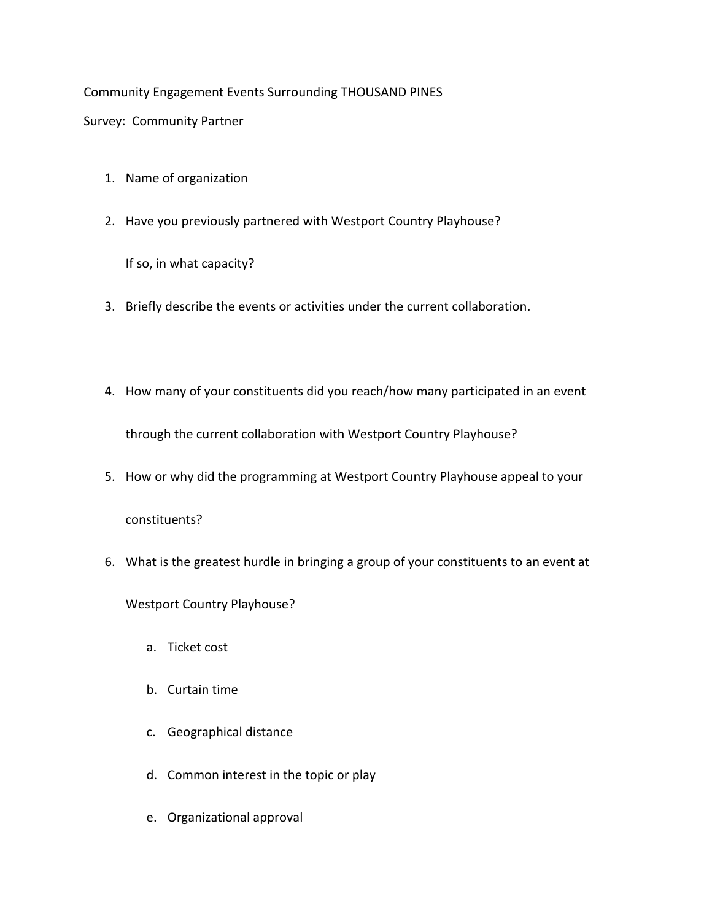Community Engagement Events Surrounding THOUSAND PINES

Survey: Community Partner

1. Name of organization
2. Have you previously partnered with Westport Country Playhouse?

   If so, in what capacity?
3. Briefly describe the events or activities under the current collaboration.
4. How many of your constituents did you reach/how many participated in an event through the current collaboration with Westport Country Playhouse?
5. How or why did the programming at Westport Country Playhouse appeal to your constituents?
6. What is the greatest hurdle in bringing a group of your constituents to an event at Westport Country Playhouse?
   a. Ticket cost
   b. Curtain time
   c. Geographical distance
   d. Common interest in the topic or play
   e. Organizational approval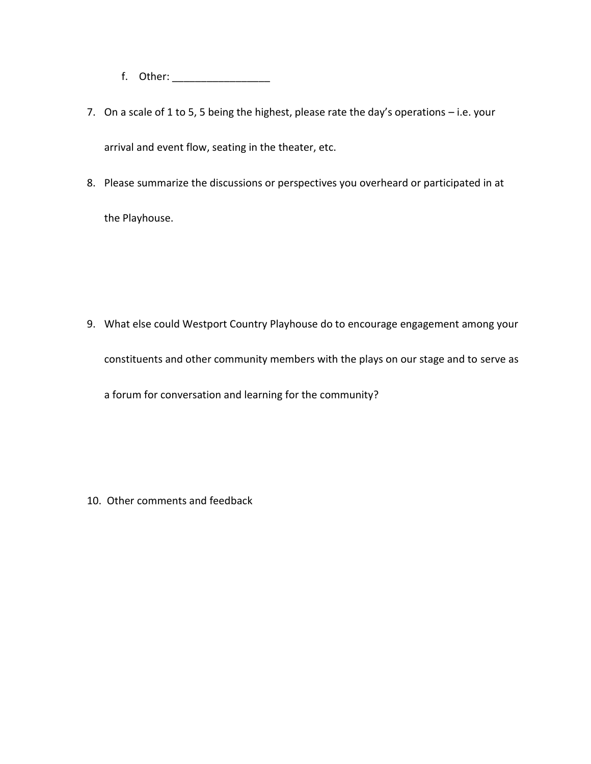f. Other: _________________

7. On a scale of 1 to 5, 5 being the highest, please rate the day's operations – i.e. your arrival and event flow, seating in the theater, etc.

8. Please summarize the discussions or perspectives you overheard or participated in at the Playhouse.

9. What else could Westport Country Playhouse do to encourage engagement among your constituents and other community members with the plays on our stage and to serve as a forum for conversation and learning for the community?

10. Other comments and feedback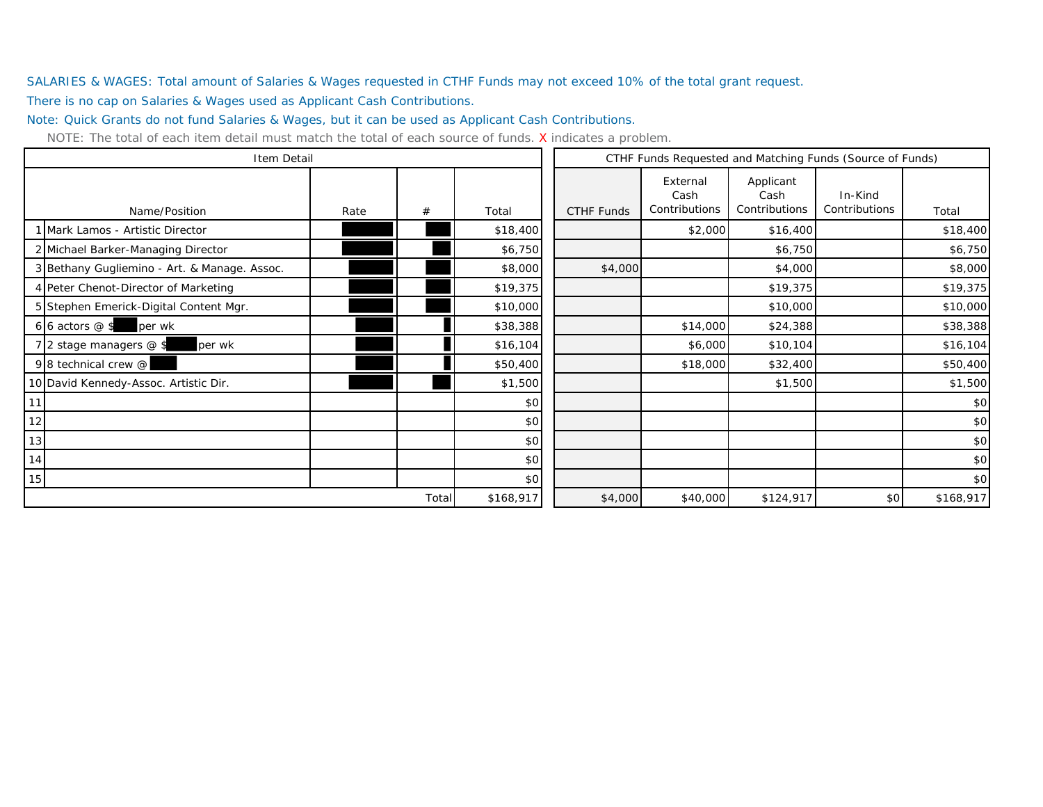SALARIES & WAGES: Total amount of Salaries & Wages requested in CTHF Funds may not exceed 10% of the total grant request.

There is no cap on Salaries & Wages used as Applicant Cash Contributions.

Note: Quick Grants do not fund Salaries & Wages, but it can be used as Applicant Cash Contributions.

NOTE: The total of each item detail must match the total of each source of funds. X indicates a problem.

| Item Detail | | | | | CTHF Funds Requested and Matching Funds (Source of Funds) | | | | |
|---|---|---|---|---|---|---|---|---|---|
| | Name/Position | Rate | # | Total | CTHF Funds | External Cash Contributions | Applicant Cash Contributions | In-Kind Contributions | Total |
| 1 | Mark Lamos - Artistic Director | | | $18,400 | | $2,000 | $16,400 | | $18,400 |
| 2 | Michael Barker-Managing Director | | | $6,750 | | | $6,750 | | $6,750 |
| 3 | Bethany Gugliemino - Art. & Manage. Assoc. | | | $8,000 | $4,000 | | $4,000 | | $8,000 |
| 4 | Peter Chenot-Director of Marketing | | | $19,375 | | | $19,375 | | $19,375 |
| 5 | Stephen Emerick-Digital Content Mgr. | | | $10,000 | | | $10,000 | | $10,000 |
| 6 | 6 actors @ $ per wk | | | $38,388 | | $14,000 | $24,388 | | $38,388 |
| 7 | 2 stage managers @ $ per wk | | | $16,104 | | $6,000 | $10,104 | | $16,104 |
| 9 | 8 technical crew @ | | | $50,400 | | $18,000 | $32,400 | | $50,400 |
| 10 | David Kennedy-Assoc. Artistic Dir. | | | $1,500 | | | $1,500 | | $1,500 |
| 11 | | | | $0 | | | | | $0 |
| 12 | | | | $0 | | | | | $0 |
| 13 | | | | $0 | | | | | $0 |
| 14 | | | | $0 | | | | | $0 |
| 15 | | | | $0 | | | | | $0 |
| | | | Total | $168,917 | $4,000 | $40,000 | $124,917 | $0 | $168,917 |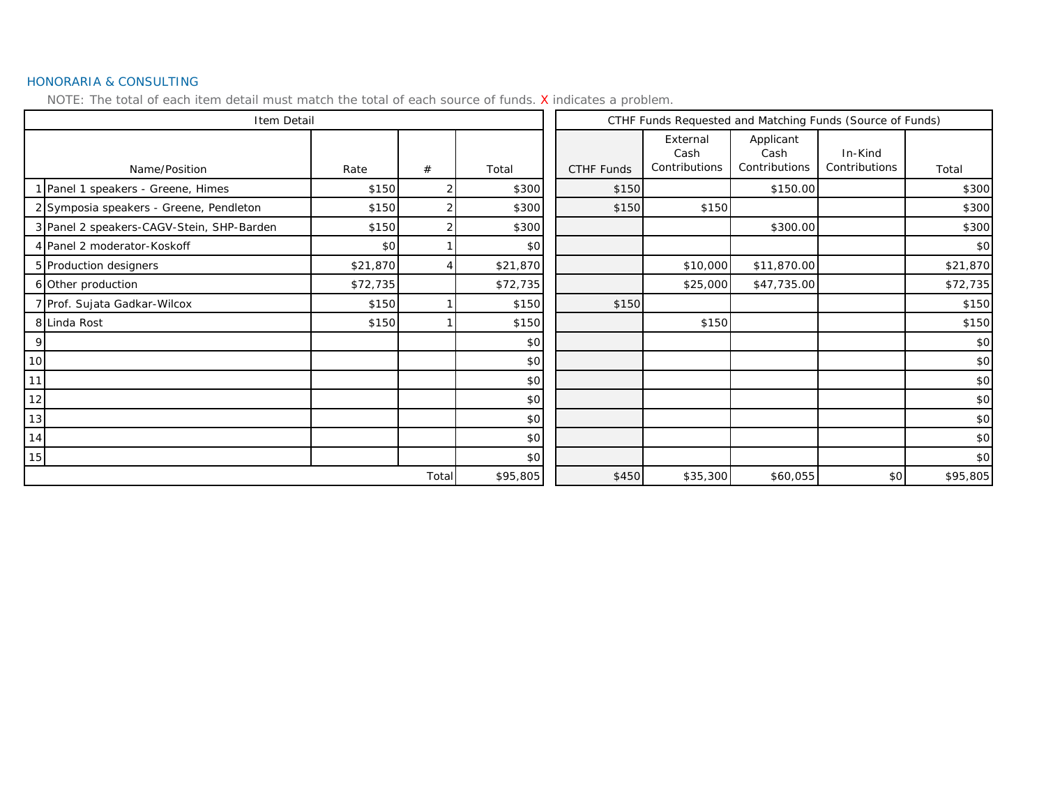## HONORARIA & CONSULTING

NOTE: The total of each item detail must match the total of each source of funds. X indicates a problem.

| Item Detail | | | | | CTHF Funds Requested and Matching Funds (Source of Funds) | | | | |
|---|---|---|---|---|---|---|---|---|---|
| | Name/Position | Rate | # | Total | CTHF Funds | External Cash Contributions | Applicant Cash Contributions | In-Kind Contributions | Total |
| 1 | Panel 1 speakers - Greene, Himes | $150 | 2 | $300 | $150 | | $150.00 | | $300 |
| 2 | Symposia speakers - Greene, Pendleton | $150 | 2 | $300 | $150 | $150 | | | $300 |
| 3 | Panel 2 speakers-CAGV-Stein, SHP-Barden | $150 | 2 | $300 | | | $300.00 | | $300 |
| 4 | Panel 2 moderator-Koskoff | $0 | 1 | $0 | | | | | $0 |
| 5 | Production designers | $21,870 | 4 | $21,870 | | $10,000 | $11,870.00 | | $21,870 |
| 6 | Other production | $72,735 | | $72,735 | | $25,000 | $47,735.00 | | $72,735 |
| 7 | Prof. Sujata Gadkar-Wilcox | $150 | 1 | $150 | $150 | | | | $150 |
| 8 | Linda Rost | $150 | 1 | $150 | | $150 | | | $150 |
| 9 | | | | $0 | | | | | $0 |
| 10 | | | | $0 | | | | | $0 |
| 11 | | | | $0 | | | | | $0 |
| 12 | | | | $0 | | | | | $0 |
| 13 | | | | $0 | | | | | $0 |
| 14 | | | | $0 | | | | | $0 |
| 15 | | | | $0 | | | | | $0 |
| | | | Total | $95,805 | $450 | $35,300 | $60,055 | $0 | $95,805 |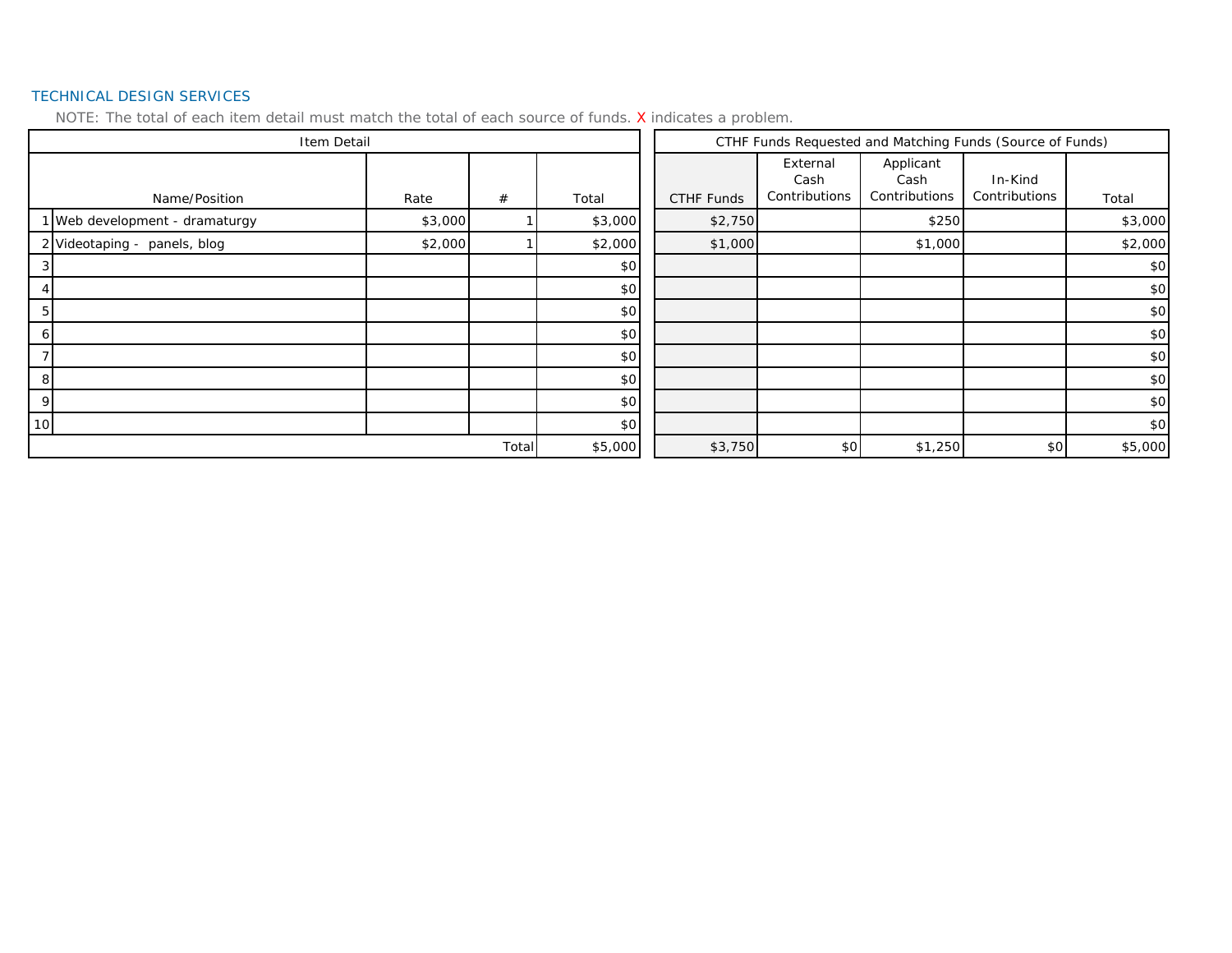## TECHNICAL DESIGN SERVICES

NOTE: The total of each item detail must match the total of each source of funds. X indicates a problem.

| Item Detail | | | | | CTHF Funds Requested and Matching Funds (Source of Funds) | | | | |
|---|---|---|---|---|---|---|---|---|---|
| | Name/Position | Rate | # | Total | CTHF Funds | External Cash Contributions | Applicant Cash Contributions | In-Kind Contributions | Total |
| 1 | Web development - dramaturgy | $3,000 | 1 | $3,000 | $2,750 | | $250 | | $3,000 |
| 2 | Videotaping - panels, blog | $2,000 | 1 | $2,000 | $1,000 | | $1,000 | | $2,000 |
| 3 | | | | $0 | | | | | $0 |
| 4 | | | | $0 | | | | | $0 |
| 5 | | | | $0 | | | | | $0 |
| 6 | | | | $0 | | | | | $0 |
| 7 | | | | $0 | | | | | $0 |
| 8 | | | | $0 | | | | | $0 |
| 9 | | | | $0 | | | | | $0 |
| 10 | | | | $0 | | | | | $0 |
| | | | Total | $5,000 | $3,750 | $0 | $1,250 | $0 | $5,000 |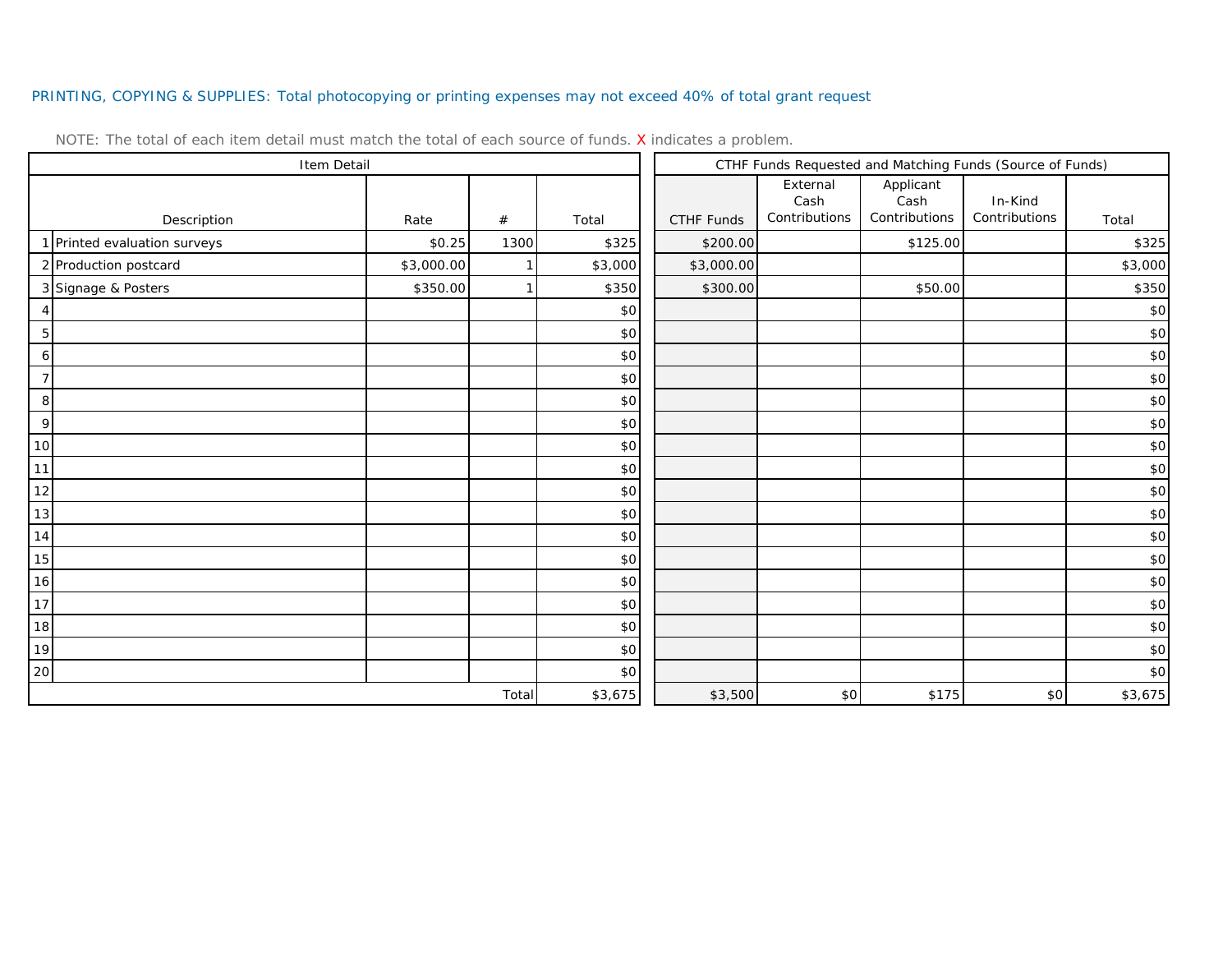PRINTING, COPYING & SUPPLIES: Total photocopying or printing expenses may not exceed 40% of total grant request

NOTE: The total of each item detail must match the total of each source of funds. X indicates a problem.

| Item Detail | | | | | CTHF Funds Requested and Matching Funds (Source of Funds) | | | | |
|---|---|---|---|---|---|---|---|---|---|
| | Description | Rate | # | Total | CTHF Funds | External Cash Contributions | Applicant Cash Contributions | In-Kind Contributions | Total |
| 1 | Printed evaluation surveys | $0.25 | 1300 | $325 | $200.00 | | $125.00 | | $325 |
| 2 | Production postcard | $3,000.00 | 1 | $3,000 | $3,000.00 | | | | $3,000 |
| 3 | Signage & Posters | $350.00 | 1 | $350 | $300.00 | | $50.00 | | $350 |
| 4 | | | | $0 | | | | | $0 |
| 5 | | | | $0 | | | | | $0 |
| 6 | | | | $0 | | | | | $0 |
| 7 | | | | $0 | | | | | $0 |
| 8 | | | | $0 | | | | | $0 |
| 9 | | | | $0 | | | | | $0 |
| 10 | | | | $0 | | | | | $0 |
| 11 | | | | $0 | | | | | $0 |
| 12 | | | | $0 | | | | | $0 |
| 13 | | | | $0 | | | | | $0 |
| 14 | | | | $0 | | | | | $0 |
| 15 | | | | $0 | | | | | $0 |
| 16 | | | | $0 | | | | | $0 |
| 17 | | | | $0 | | | | | $0 |
| 18 | | | | $0 | | | | | $0 |
| 19 | | | | $0 | | | | | $0 |
| 20 | | | | $0 | | | | | $0 |
| | | | Total | $3,675 | $3,500 | $0 | $175 | $0 | $3,675 |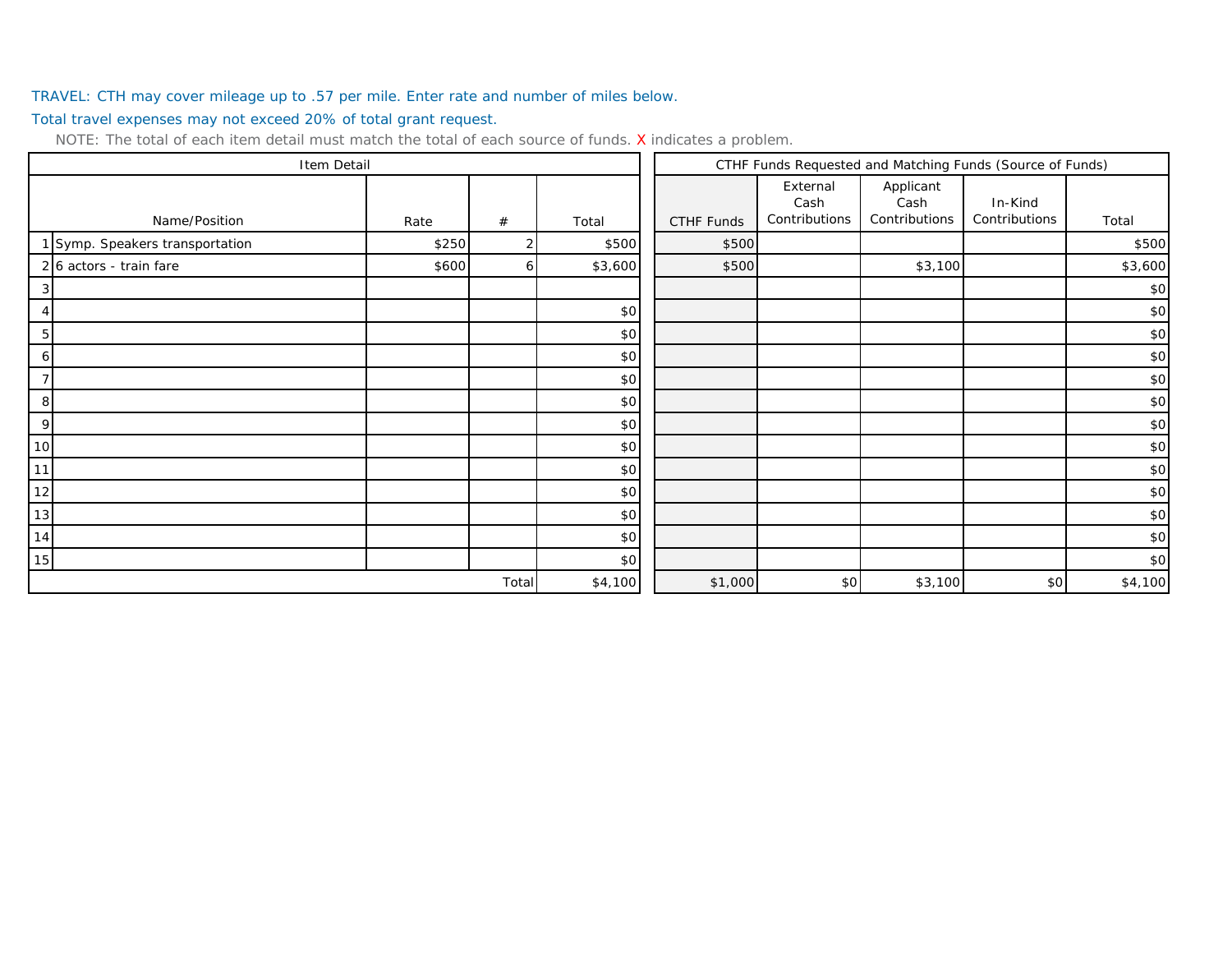TRAVEL: CTH may cover mileage up to .57 per mile. Enter rate and number of miles below.

Total travel expenses may not exceed 20% of total grant request.

NOTE: The total of each item detail must match the total of each source of funds. X indicates a problem.

| Item Detail | | | | | CTHF Funds Requested and Matching Funds (Source of Funds) | | | | |
|---|---|---|---|---|---|---|---|---|---|
| | Name/Position | Rate | # | Total | CTHF Funds | External Cash Contributions | Applicant Cash Contributions | In-Kind Contributions | Total |
| 1 | Symp. Speakers transportation | $250 | 2 | $500 | $500 | | | | $500 |
| 2 | 6 actors - train fare | $600 | 6 | $3,600 | $500 | | $3,100 | | $3,600 |
| 3 | | | | | | | | | $0 |
| 4 | | | | $0 | | | | | $0 |
| 5 | | | | $0 | | | | | $0 |
| 6 | | | | $0 | | | | | $0 |
| 7 | | | | $0 | | | | | $0 |
| 8 | | | | $0 | | | | | $0 |
| 9 | | | | $0 | | | | | $0 |
| 10 | | | | $0 | | | | | $0 |
| 11 | | | | $0 | | | | | $0 |
| 12 | | | | $0 | | | | | $0 |
| 13 | | | | $0 | | | | | $0 |
| 14 | | | | $0 | | | | | $0 |
| 15 | | | | $0 | | | | | $0 |
| | | | Total | $4,100 | $1,000 | $0 | $3,100 | $0 | $4,100 |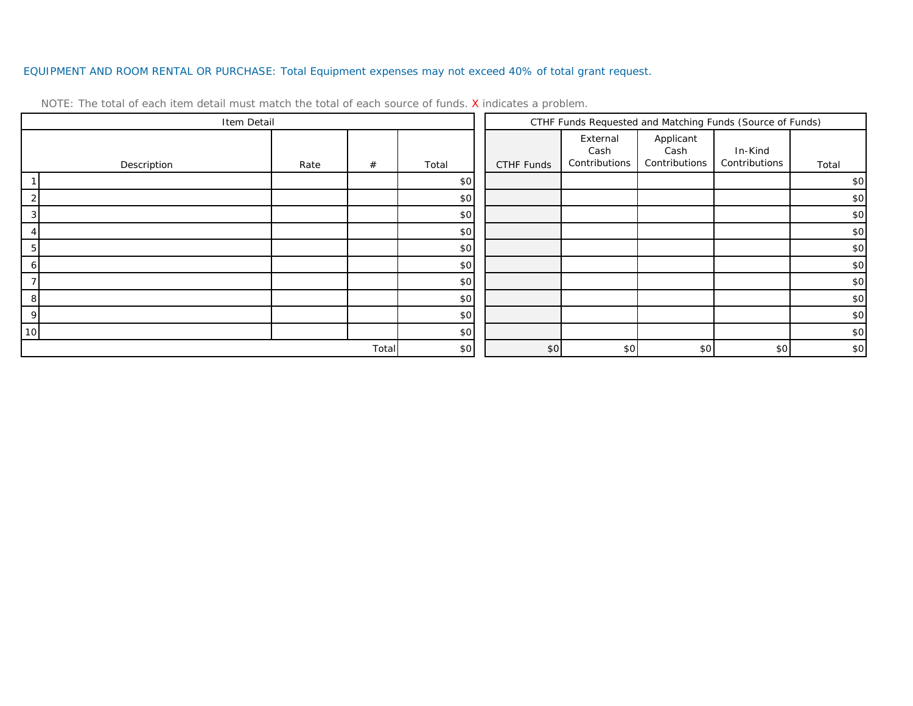EQUIPMENT AND ROOM RENTAL OR PURCHASE: Total Equipment expenses may not exceed 40% of total grant request.

NOTE: The total of each item detail must match the total of each source of funds. X indicates a problem.

| Item Detail | | | | | CTHF Funds Requested and Matching Funds (Source of Funds) | | | | |
|---|---|---|---|---|---|---|---|---|---|
| | Description | Rate | # | Total | CTHF Funds | External Cash Contributions | Applicant Cash Contributions | In-Kind Contributions | Total |
| 1 | | | | $0 | | | | | $0 |
| 2 | | | | $0 | | | | | $0 |
| 3 | | | | $0 | | | | | $0 |
| 4 | | | | $0 | | | | | $0 |
| 5 | | | | $0 | | | | | $0 |
| 6 | | | | $0 | | | | | $0 |
| 7 | | | | $0 | | | | | $0 |
| 8 | | | | $0 | | | | | $0 |
| 9 | | | | $0 | | | | | $0 |
| 10 | | | | $0 | | | | | $0 |
| | | | Total | $0 | $0 | $0 | $0 | $0 | $0 |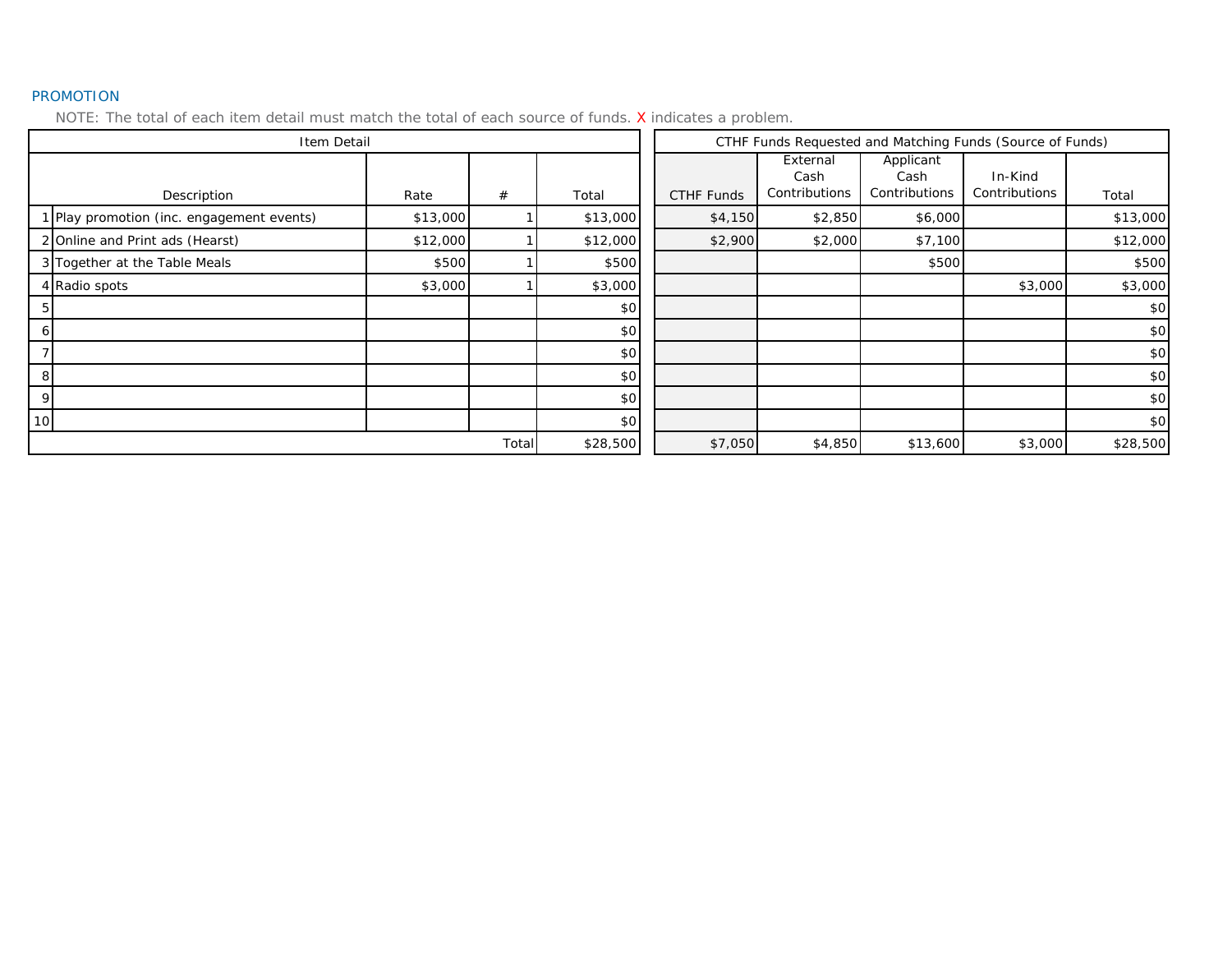## PROMOTION

NOTE: The total of each item detail must match the total of each source of funds. X indicates a problem.

| Item Detail | | | | | CTHF Funds Requested and Matching Funds (Source of Funds) | | | | |
|---|---|---|---|---|---|---|---|---|---|
| | Description | Rate | # | Total | CTHF Funds | External Cash Contributions | Applicant Cash Contributions | In-Kind Contributions | Total |
| 1 | Play promotion (inc. engagement events) | $13,000 | 1 | $13,000 | $4,150 | $2,850 | $6,000 | | $13,000 |
| 2 | Online and Print ads (Hearst) | $12,000 | 1 | $12,000 | $2,900 | $2,000 | $7,100 | | $12,000 |
| 3 | Together at the Table Meals | $500 | 1 | $500 | | | $500 | | $500 |
| 4 | Radio spots | $3,000 | 1 | $3,000 | | | | $3,000 | $3,000 |
| 5 | | | | $0 | | | | | $0 |
| 6 | | | | $0 | | | | | $0 |
| 7 | | | | $0 | | | | | $0 |
| 8 | | | | $0 | | | | | $0 |
| 9 | | | | $0 | | | | | $0 |
| 10 | | | | $0 | | | | | $0 |
| | | | Total | $28,500 | $7,050 | $4,850 | $13,600 | $3,000 | $28,500 |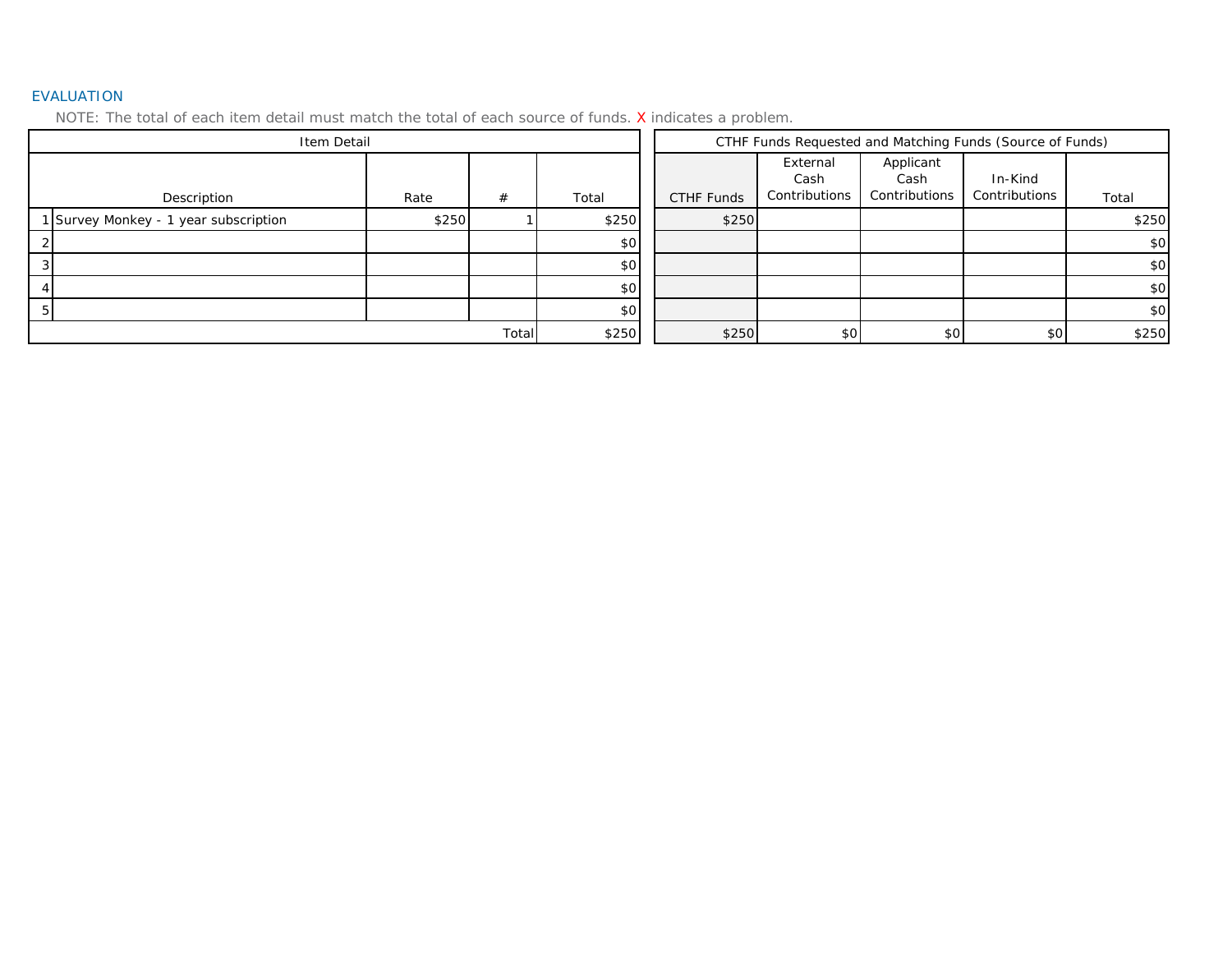## EVALUATION

NOTE: The total of each item detail must match the total of each source of funds. X indicates a problem.

| Item Detail | | | | | CTHF Funds Requested and Matching Funds (Source of Funds) | | | | |
|---|---|---|---|---|---|---|---|---|---|
| | Description | Rate | # | Total | CTHF Funds | External Cash Contributions | Applicant Cash Contributions | In-Kind Contributions | Total |
| 1 | Survey Monkey - 1 year subscription | $250 | 1 | $250 | $250 | | | | $250 |
| 2 | | | | $0 | | | | | $0 |
| 3 | | | | $0 | | | | | $0 |
| 4 | | | | $0 | | | | | $0 |
| 5 | | | | $0 | | | | | $0 |
| | | | Total | $250 | $250 | $0 | $0 | $0 | $250 |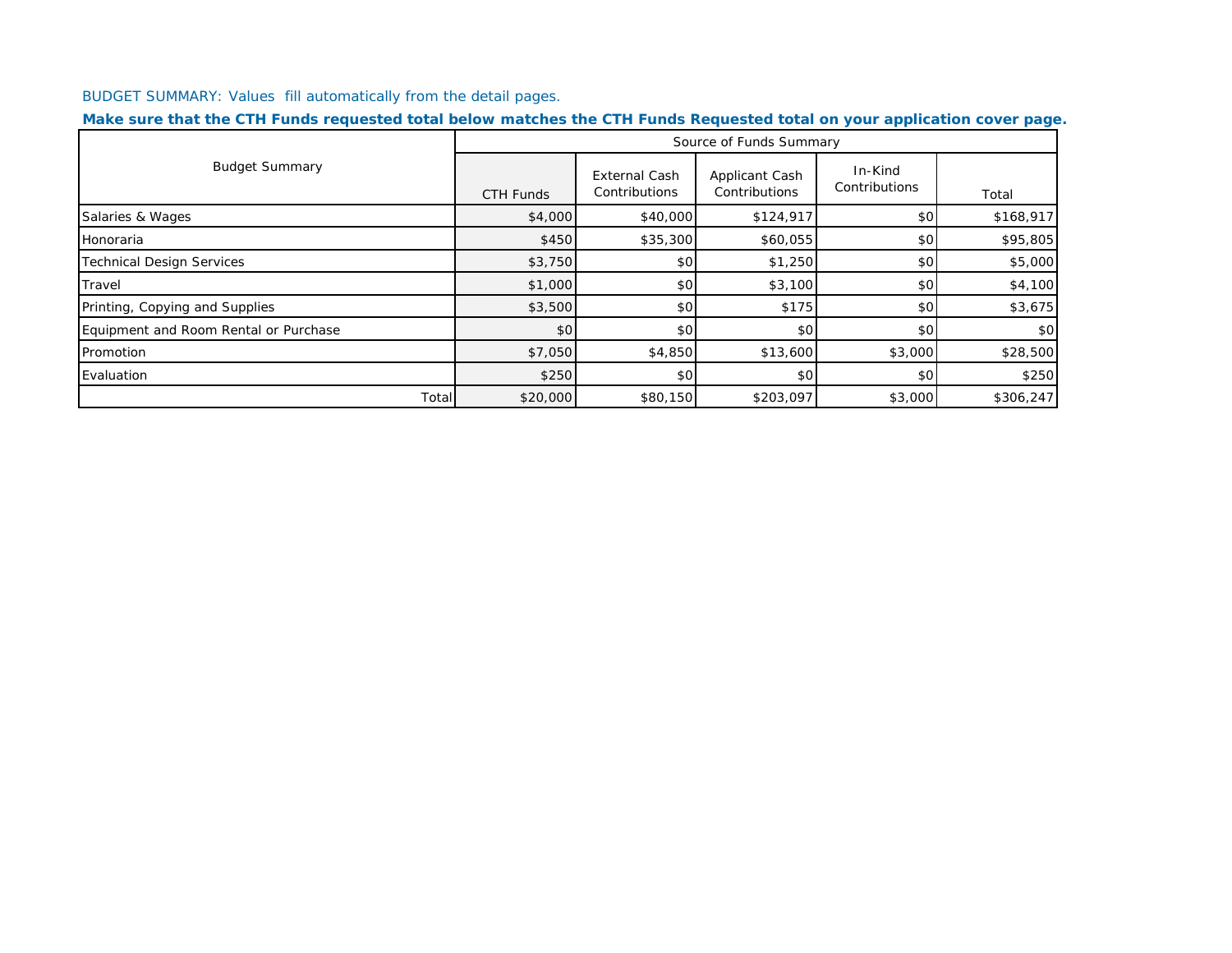BUDGET SUMMARY: Values fill automatically from the detail pages.

**Make sure that the CTH Funds requested total below matches the CTH Funds Requested total on your application cover page.**

| Budget Summary | Source of Funds Summary | | | | |
|---|---|---|---|---|---|
| | CTH Funds | External Cash Contributions | Applicant Cash Contributions | In-Kind Contributions | Total |
| Salaries & Wages | $4,000 | $40,000 | $124,917 | $0 | $168,917 |
| Honoraria | $450 | $35,300 | $60,055 | $0 | $95,805 |
| Technical Design Services | $3,750 | $0 | $1,250 | $0 | $5,000 |
| Travel | $1,000 | $0 | $3,100 | $0 | $4,100 |
| Printing, Copying and Supplies | $3,500 | $0 | $175 | $0 | $3,675 |
| Equipment and Room Rental or Purchase | $0 | $0 | $0 | $0 | $0 |
| Promotion | $7,050 | $4,850 | $13,600 | $3,000 | $28,500 |
| Evaluation | $250 | $0 | $0 | $0 | $250 |
| Total | $20,000 | $80,150 | $203,097 | $3,000 | $306,247 |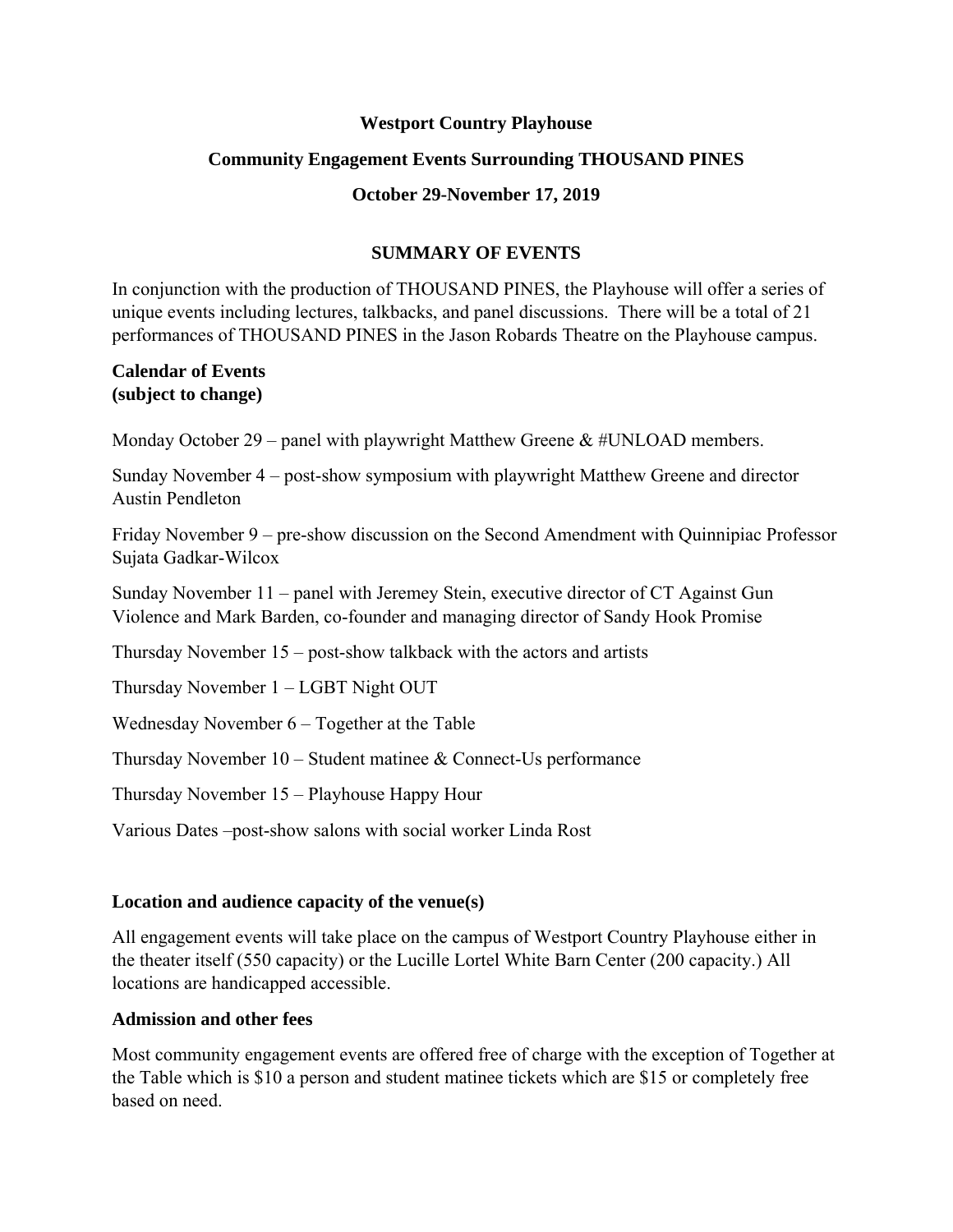**Westport Country Playhouse**

**Community Engagement Events Surrounding THOUSAND PINES**

**October 29-November 17, 2019**

**SUMMARY OF EVENTS**

In conjunction with the production of THOUSAND PINES, the Playhouse will offer a series of unique events including lectures, talkbacks, and panel discussions. There will be a total of 21 performances of THOUSAND PINES in the Jason Robards Theatre on the Playhouse campus.

**Calendar of Events**
**(subject to change)**

Monday October 29 – panel with playwright Matthew Greene & #UNLOAD members.

Sunday November 4 – post-show symposium with playwright Matthew Greene and director Austin Pendleton

Friday November 9 – pre-show discussion on the Second Amendment with Quinnipiac Professor Sujata Gadkar-Wilcox

Sunday November 11 – panel with Jeremey Stein, executive director of CT Against Gun Violence and Mark Barden, co-founder and managing director of Sandy Hook Promise

Thursday November 15 – post-show talkback with the actors and artists

Thursday November 1 – LGBT Night OUT

Wednesday November 6 – Together at the Table

Thursday November 10 – Student matinee & Connect-Us performance

Thursday November 15 – Playhouse Happy Hour

Various Dates –post-show salons with social worker Linda Rost

**Location and audience capacity of the venue(s)**

All engagement events will take place on the campus of Westport Country Playhouse either in the theater itself (550 capacity) or the Lucille Lortel White Barn Center (200 capacity.) All locations are handicapped accessible.

**Admission and other fees**

Most community engagement events are offered free of charge with the exception of Together at the Table which is $10 a person and student matinee tickets which are $15 or completely free based on need.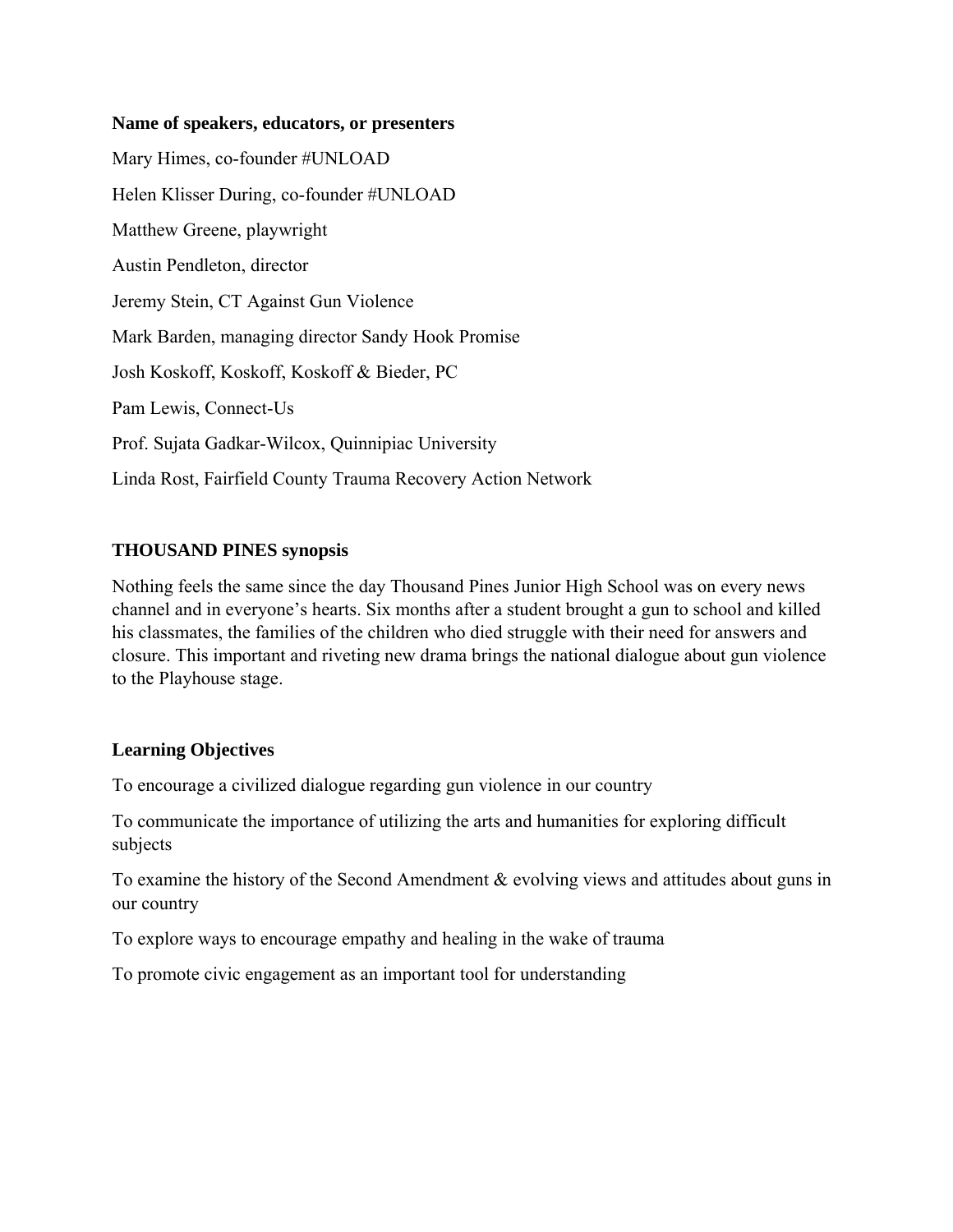**Name of speakers, educators, or presenters**

Mary Himes, co-founder #UNLOAD

Helen Klisser During, co-founder #UNLOAD

Matthew Greene, playwright

Austin Pendleton, director

Jeremy Stein, CT Against Gun Violence

Mark Barden, managing director Sandy Hook Promise

Josh Koskoff, Koskoff, Koskoff & Bieder, PC

Pam Lewis, Connect-Us

Prof. Sujata Gadkar-Wilcox, Quinnipiac University

Linda Rost, Fairfield County Trauma Recovery Action Network

**THOUSAND PINES synopsis**

Nothing feels the same since the day Thousand Pines Junior High School was on every news channel and in everyone's hearts. Six months after a student brought a gun to school and killed his classmates, the families of the children who died struggle with their need for answers and closure. This important and riveting new drama brings the national dialogue about gun violence to the Playhouse stage.

**Learning Objectives**

To encourage a civilized dialogue regarding gun violence in our country

To communicate the importance of utilizing the arts and humanities for exploring difficult subjects

To examine the history of the Second Amendment & evolving views and attitudes about guns in our country

To explore ways to encourage empathy and healing in the wake of trauma

To promote civic engagement as an important tool for understanding